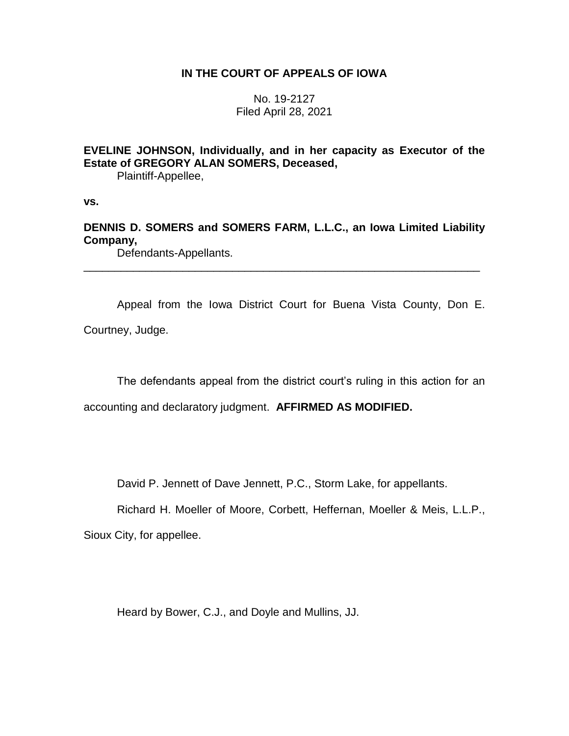**IN THE COURT OF APPEALS OF IOWA**

No. 19-2127
Filed April 28, 2021

**EVELINE JOHNSON, Individually, and in her capacity as Executor of the Estate of GREGORY ALAN SOMERS, Deceased,**
Plaintiff-Appellee,

**vs.**

**DENNIS D. SOMERS and SOMERS FARM, L.L.C., an Iowa Limited Liability Company,**
Defendants-Appellants.

---

Appeal from the Iowa District Court for Buena Vista County, Don E. Courtney, Judge.

The defendants appeal from the district court's ruling in this action for an accounting and declaratory judgment. **AFFIRMED AS MODIFIED.**

David P. Jennett of Dave Jennett, P.C., Storm Lake, for appellants.

Richard H. Moeller of Moore, Corbett, Heffernan, Moeller & Meis, L.L.P., Sioux City, for appellee.

Heard by Bower, C.J., and Doyle and Mullins, JJ.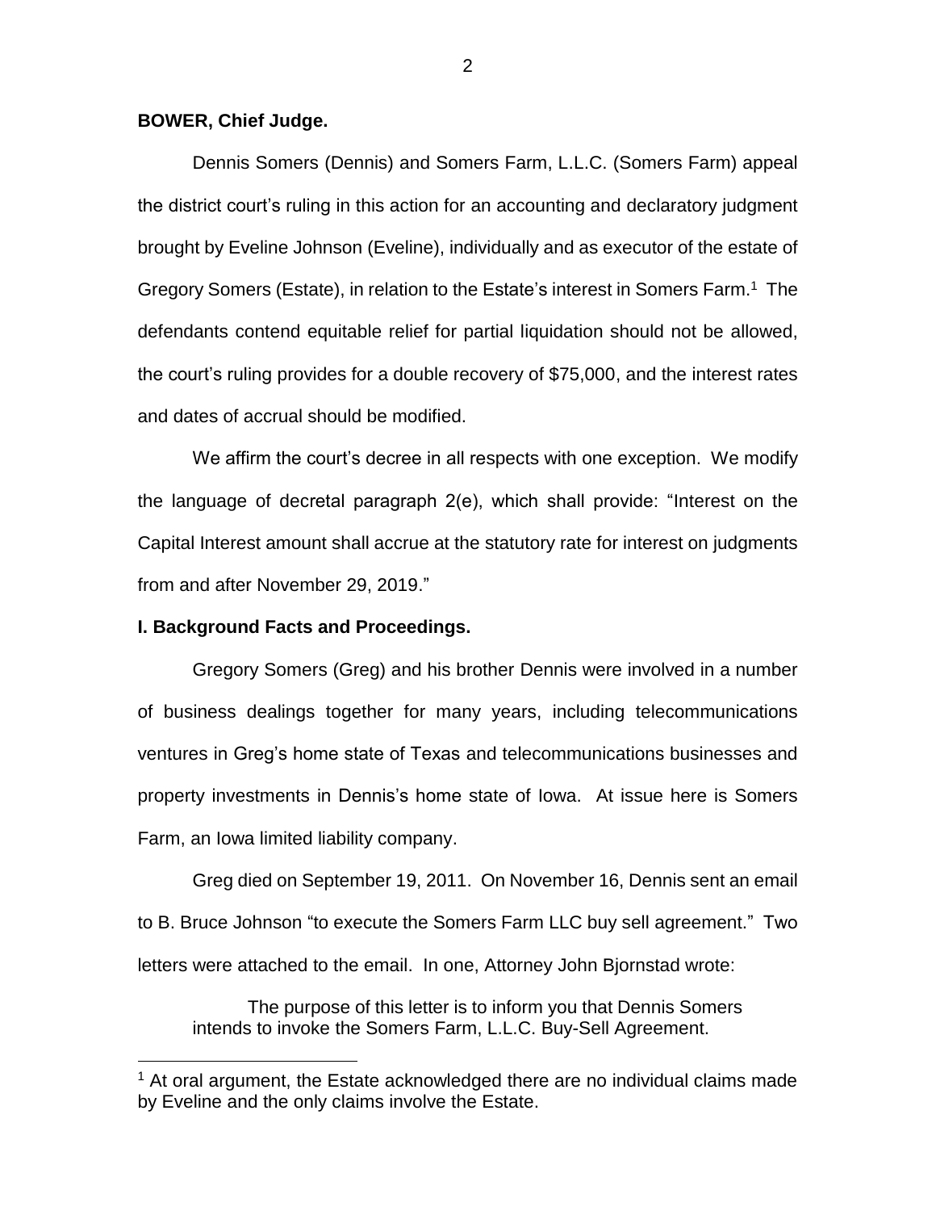**BOWER, Chief Judge.**

Dennis Somers (Dennis) and Somers Farm, L.L.C. (Somers Farm) appeal the district court's ruling in this action for an accounting and declaratory judgment brought by Eveline Johnson (Eveline), individually and as executor of the estate of Gregory Somers (Estate), in relation to the Estate's interest in Somers Farm.[1] The defendants contend equitable relief for partial liquidation should not be allowed, the court's ruling provides for a double recovery of $75,000, and the interest rates and dates of accrual should be modified.

We affirm the court's decree in all respects with one exception. We modify the language of decretal paragraph 2(e), which shall provide: "Interest on the Capital Interest amount shall accrue at the statutory rate for interest on judgments from and after November 29, 2019."

**I. Background Facts and Proceedings.**

Gregory Somers (Greg) and his brother Dennis were involved in a number of business dealings together for many years, including telecommunications ventures in Greg's home state of Texas and telecommunications businesses and property investments in Dennis's home state of Iowa. At issue here is Somers Farm, an Iowa limited liability company.

Greg died on September 19, 2011. On November 16, Dennis sent an email to B. Bruce Johnson "to execute the Somers Farm LLC buy sell agreement." Two letters were attached to the email. In one, Attorney John Bjornstad wrote:

> The purpose of this letter is to inform you that Dennis Somers intends to invoke the Somers Farm, L.L.C. Buy-Sell Agreement.

[1] At oral argument, the Estate acknowledged there are no individual claims made by Eveline and the only claims involve the Estate.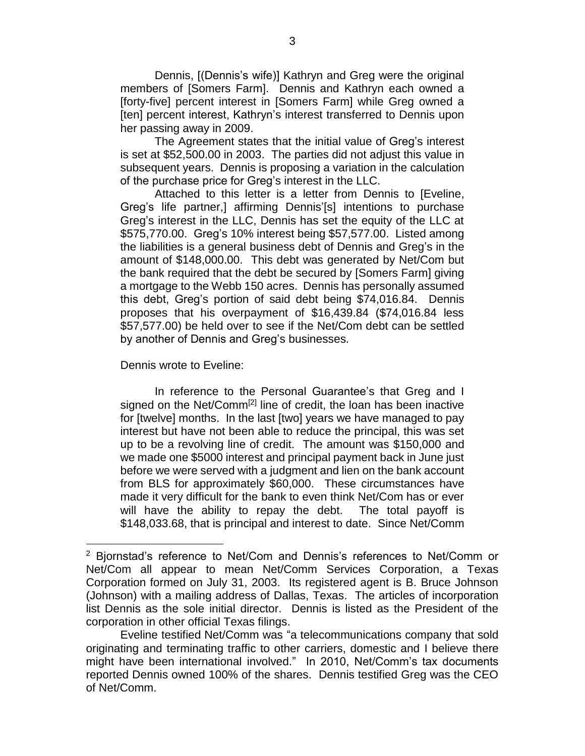Dennis, [(Dennis's wife)] Kathryn and Greg were the original members of [Somers Farm]. Dennis and Kathryn each owned a [forty-five] percent interest in [Somers Farm] while Greg owned a [ten] percent interest, Kathryn's interest transferred to Dennis upon her passing away in 2009.

The Agreement states that the initial value of Greg's interest is set at $52,500.00 in 2003. The parties did not adjust this value in subsequent years. Dennis is proposing a variation in the calculation of the purchase price for Greg's interest in the LLC.

Attached to this letter is a letter from Dennis to [Eveline, Greg's life partner,] affirming Dennis'[s] intentions to purchase Greg's interest in the LLC, Dennis has set the equity of the LLC at $575,770.00. Greg's 10% interest being $57,577.00. Listed among the liabilities is a general business debt of Dennis and Greg's in the amount of $148,000.00. This debt was generated by Net/Com but the bank required that the debt be secured by [Somers Farm] giving a mortgage to the Webb 150 acres. Dennis has personally assumed this debt, Greg's portion of said debt being $74,016.84. Dennis proposes that his overpayment of $16,439.84 ($74,016.84 less $57,577.00) be held over to see if the Net/Com debt can be settled by another of Dennis and Greg's businesses.

Dennis wrote to Eveline:

In reference to the Personal Guarantee's that Greg and I signed on the Net/Comm[2] line of credit, the loan has been inactive for [twelve] months. In the last [two] years we have managed to pay interest but have not been able to reduce the principal, this was set up to be a revolving line of credit. The amount was $150,000 and we made one $5000 interest and principal payment back in June just before we were served with a judgment and lien on the bank account from BLS for approximately $60,000. These circumstances have made it very difficult for the bank to even think Net/Com has or ever will have the ability to repay the debt. The total payoff is $148,033.68, that is principal and interest to date. Since Net/Comm

---

[2] Bjornstad's reference to Net/Com and Dennis's references to Net/Comm or Net/Com all appear to mean Net/Comm Services Corporation, a Texas Corporation formed on July 31, 2003. Its registered agent is B. Bruce Johnson (Johnson) with a mailing address of Dallas, Texas. The articles of incorporation list Dennis as the sole initial director. Dennis is listed as the President of the corporation in other official Texas filings.

Eveline testified Net/Comm was "a telecommunications company that sold originating and terminating traffic to other carriers, domestic and I believe there might have been international involved." In 2010, Net/Comm's tax documents reported Dennis owned 100% of the shares. Dennis testified Greg was the CEO of Net/Comm.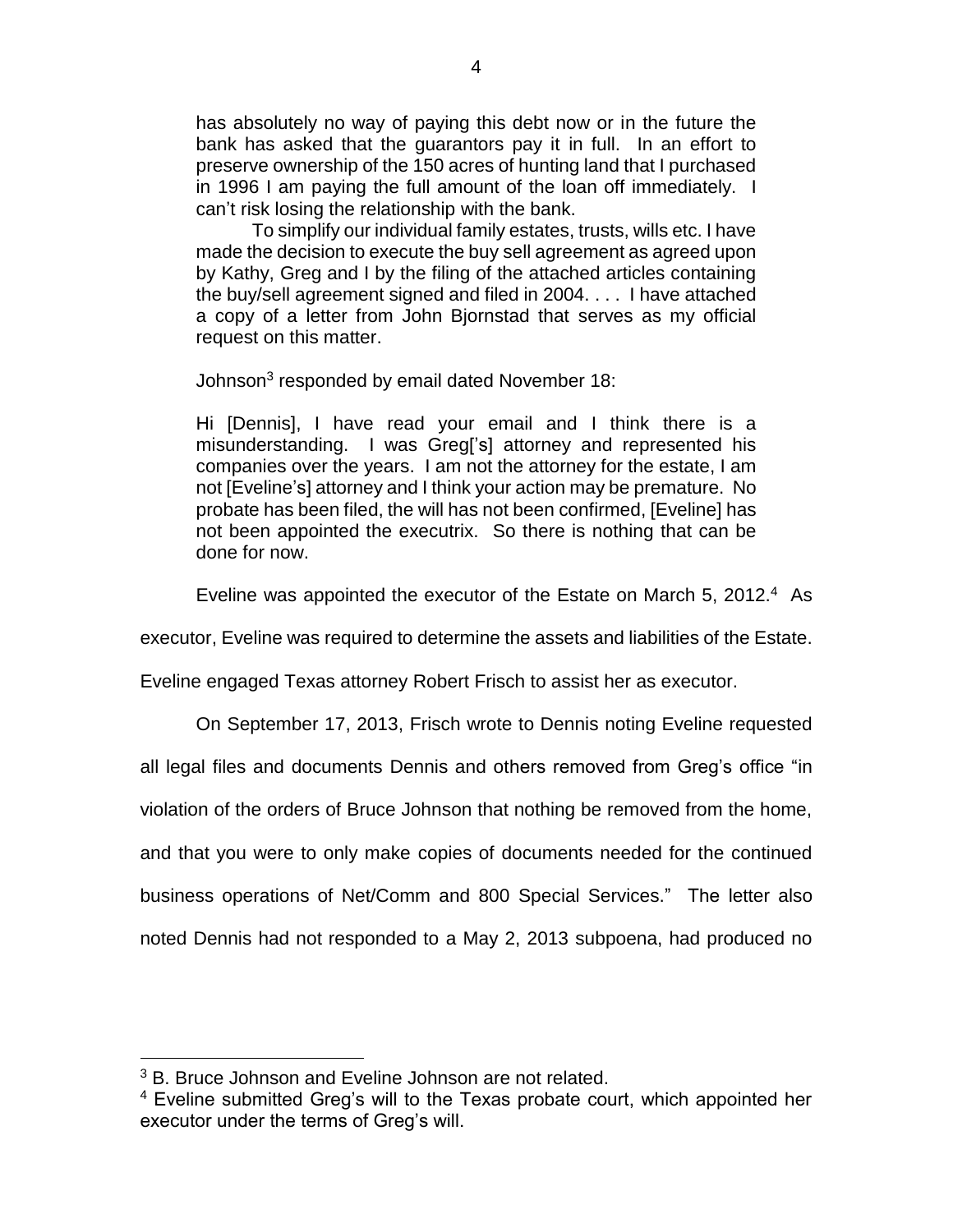> has absolutely no way of paying this debt now or in the future the bank has asked that the guarantors pay it in full. In an effort to preserve ownership of the 150 acres of hunting land that I purchased in 1996 I am paying the full amount of the loan off immediately. I can't risk losing the relationship with the bank.
>
> To simplify our individual family estates, trusts, wills etc. I have made the decision to execute the buy sell agreement as agreed upon by Kathy, Greg and I by the filing of the attached articles containing the buy/sell agreement signed and filed in 2004. . . . I have attached a copy of a letter from John Bjornstad that serves as my official request on this matter.

Johnson[3] responded by email dated November 18:

> Hi [Dennis], I have read your email and I think there is a misunderstanding. I was Greg['s] attorney and represented his companies over the years. I am not the attorney for the estate, I am not [Eveline's] attorney and I think your action may be premature. No probate has been filed, the will has not been confirmed, [Eveline] has not been appointed the executrix. So there is nothing that can be done for now.

Eveline was appointed the executor of the Estate on March 5, 2012.[4] As executor, Eveline was required to determine the assets and liabilities of the Estate. Eveline engaged Texas attorney Robert Frisch to assist her as executor.

On September 17, 2013, Frisch wrote to Dennis noting Eveline requested all legal files and documents Dennis and others removed from Greg's office "in violation of the orders of Bruce Johnson that nothing be removed from the home, and that you were to only make copies of documents needed for the continued business operations of Net/Comm and 800 Special Services." The letter also noted Dennis had not responded to a May 2, 2013 subpoena, had produced no

---

[3] B. Bruce Johnson and Eveline Johnson are not related.

[4] Eveline submitted Greg's will to the Texas probate court, which appointed her executor under the terms of Greg's will.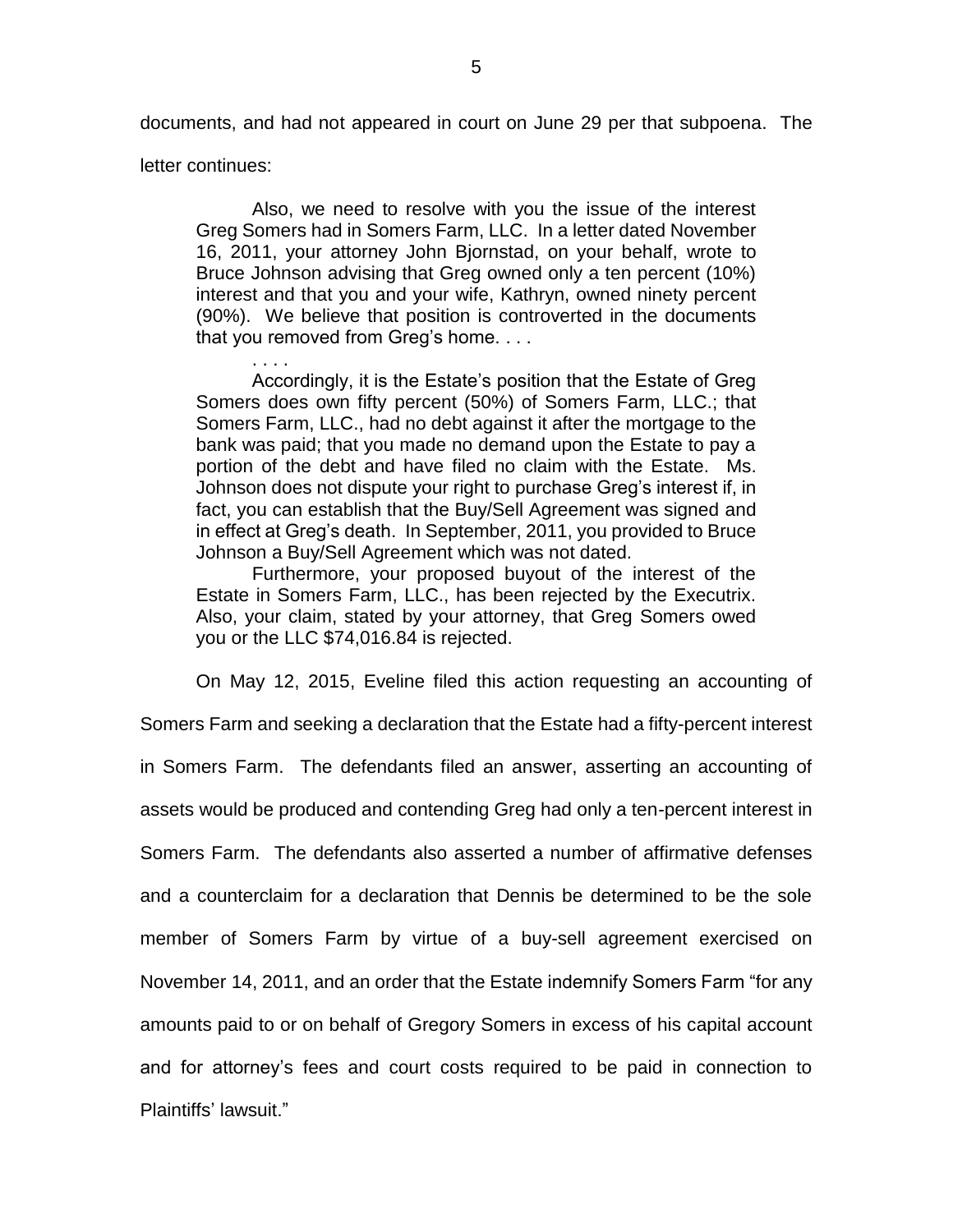documents, and had not appeared in court on June 29 per that subpoena. The letter continues:

> Also, we need to resolve with you the issue of the interest Greg Somers had in Somers Farm, LLC. In a letter dated November 16, 2011, your attorney John Bjornstad, on your behalf, wrote to Bruce Johnson advising that Greg owned only a ten percent (10%) interest and that you and your wife, Kathryn, owned ninety percent (90%). We believe that position is controverted in the documents that you removed from Greg's home. . . .
>
> . . . .
>
> Accordingly, it is the Estate's position that the Estate of Greg Somers does own fifty percent (50%) of Somers Farm, LLC.; that Somers Farm, LLC., had no debt against it after the mortgage to the bank was paid; that you made no demand upon the Estate to pay a portion of the debt and have filed no claim with the Estate. Ms. Johnson does not dispute your right to purchase Greg's interest if, in fact, you can establish that the Buy/Sell Agreement was signed and in effect at Greg's death. In September, 2011, you provided to Bruce Johnson a Buy/Sell Agreement which was not dated.
>
> Furthermore, your proposed buyout of the interest of the Estate in Somers Farm, LLC., has been rejected by the Executrix. Also, your claim, stated by your attorney, that Greg Somers owed you or the LLC $74,016.84 is rejected.

On May 12, 2015, Eveline filed this action requesting an accounting of Somers Farm and seeking a declaration that the Estate had a fifty-percent interest in Somers Farm. The defendants filed an answer, asserting an accounting of assets would be produced and contending Greg had only a ten-percent interest in Somers Farm. The defendants also asserted a number of affirmative defenses and a counterclaim for a declaration that Dennis be determined to be the sole member of Somers Farm by virtue of a buy-sell agreement exercised on November 14, 2011, and an order that the Estate indemnify Somers Farm "for any amounts paid to or on behalf of Gregory Somers in excess of his capital account and for attorney's fees and court costs required to be paid in connection to Plaintiffs' lawsuit."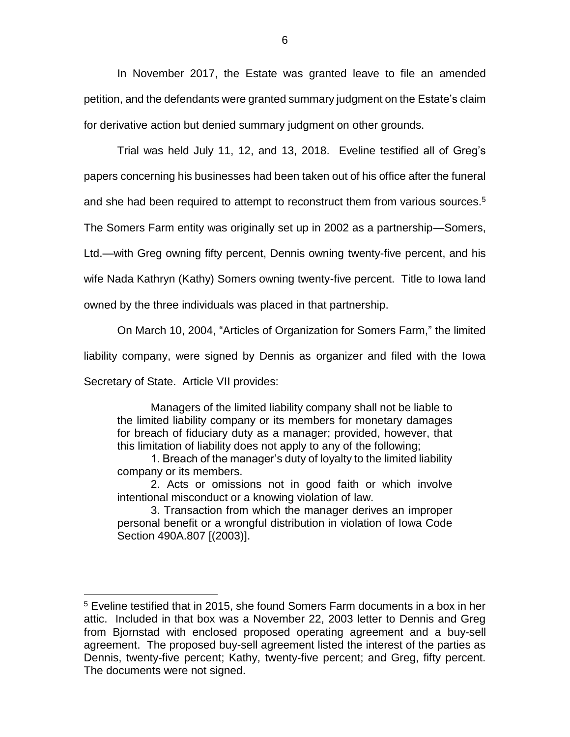In November 2017, the Estate was granted leave to file an amended petition, and the defendants were granted summary judgment on the Estate's claim for derivative action but denied summary judgment on other grounds.

Trial was held July 11, 12, and 13, 2018. Eveline testified all of Greg's papers concerning his businesses had been taken out of his office after the funeral and she had been required to attempt to reconstruct them from various sources.[5] The Somers Farm entity was originally set up in 2002 as a partnership—Somers, Ltd.—with Greg owning fifty percent, Dennis owning twenty-five percent, and his wife Nada Kathryn (Kathy) Somers owning twenty-five percent. Title to Iowa land owned by the three individuals was placed in that partnership.

On March 10, 2004, "Articles of Organization for Somers Farm," the limited liability company, were signed by Dennis as organizer and filed with the Iowa Secretary of State. Article VII provides:

> Managers of the limited liability company shall not be liable to the limited liability company or its members for monetary damages for breach of fiduciary duty as a manager; provided, however, that this limitation of liability does not apply to any of the following;
>
> 1. Breach of the manager's duty of loyalty to the limited liability company or its members.
>
> 2. Acts or omissions not in good faith or which involve intentional misconduct or a knowing violation of law.
>
> 3. Transaction from which the manager derives an improper personal benefit or a wrongful distribution in violation of Iowa Code Section 490A.807 [(2003)].

---

[5] Eveline testified that in 2015, she found Somers Farm documents in a box in her attic. Included in that box was a November 22, 2003 letter to Dennis and Greg from Bjornstad with enclosed proposed operating agreement and a buy-sell agreement. The proposed buy-sell agreement listed the interest of the parties as Dennis, twenty-five percent; Kathy, twenty-five percent; and Greg, fifty percent. The documents were not signed.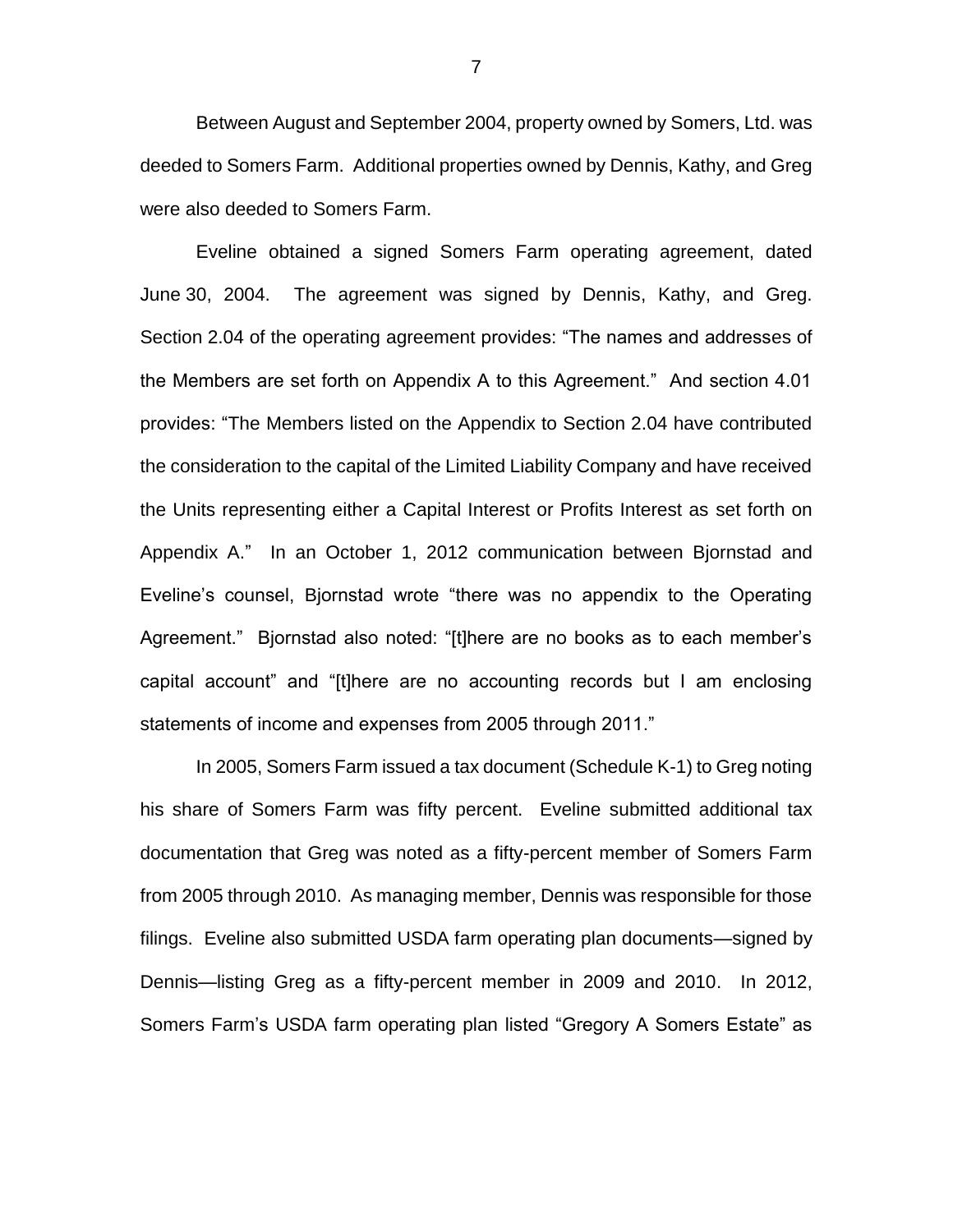Between August and September 2004, property owned by Somers, Ltd. was deeded to Somers Farm. Additional properties owned by Dennis, Kathy, and Greg were also deeded to Somers Farm.

Eveline obtained a signed Somers Farm operating agreement, dated June 30, 2004. The agreement was signed by Dennis, Kathy, and Greg. Section 2.04 of the operating agreement provides: "The names and addresses of the Members are set forth on Appendix A to this Agreement." And section 4.01 provides: "The Members listed on the Appendix to Section 2.04 have contributed the consideration to the capital of the Limited Liability Company and have received the Units representing either a Capital Interest or Profits Interest as set forth on Appendix A." In an October 1, 2012 communication between Bjornstad and Eveline's counsel, Bjornstad wrote "there was no appendix to the Operating Agreement." Bjornstad also noted: "[t]here are no books as to each member's capital account" and "[t]here are no accounting records but I am enclosing statements of income and expenses from 2005 through 2011."

In 2005, Somers Farm issued a tax document (Schedule K-1) to Greg noting his share of Somers Farm was fifty percent. Eveline submitted additional tax documentation that Greg was noted as a fifty-percent member of Somers Farm from 2005 through 2010. As managing member, Dennis was responsible for those filings. Eveline also submitted USDA farm operating plan documents—signed by Dennis—listing Greg as a fifty-percent member in 2009 and 2010. In 2012, Somers Farm's USDA farm operating plan listed "Gregory A Somers Estate" as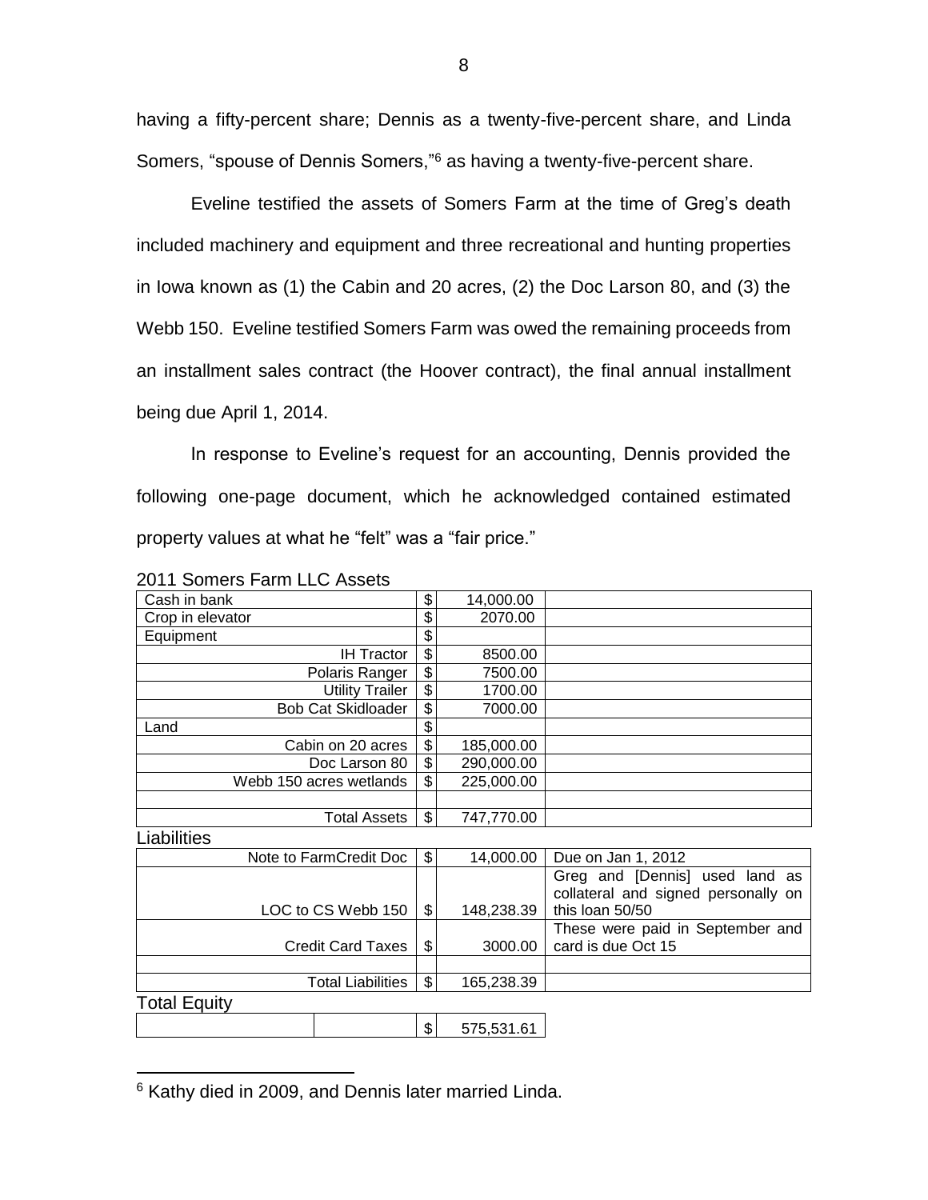having a fifty-percent share; Dennis as a twenty-five-percent share, and Linda Somers, "spouse of Dennis Somers,"[6] as having a twenty-five-percent share.

Eveline testified the assets of Somers Farm at the time of Greg's death included machinery and equipment and three recreational and hunting properties in Iowa known as (1) the Cabin and 20 acres, (2) the Doc Larson 80, and (3) the Webb 150. Eveline testified Somers Farm was owed the remaining proceeds from an installment sales contract (the Hoover contract), the final annual installment being due April 1, 2014.

In response to Eveline's request for an accounting, Dennis provided the following one-page document, which he acknowledged contained estimated property values at what he "felt" was a "fair price."

2011 Somers Farm LLC Assets

| | | | |
|---|---|---|---|
| Cash in bank | $ | 14,000.00 | |
| Crop in elevator | $ | 2070.00 | |
| Equipment | $ | | |
| IH Tractor | $ | 8500.00 | |
| Polaris Ranger | $ | 7500.00 | |
| Utility Trailer | $ | 1700.00 | |
| Bob Cat Skidloader | $ | 7000.00 | |
| Land | $ | | |
| Cabin on 20 acres | $ | 185,000.00 | |
| Doc Larson 80 | $ | 290,000.00 | |
| Webb 150 acres wetlands | $ | 225,000.00 | |
| | | | |
| Total Assets | $ | 747,770.00 | |

Liabilities

| | | | |
|---|---|---|---|
| Note to FarmCredit Doc | $ | 14,000.00 | Due on Jan 1, 2012 |
| LOC to CS Webb 150 | $ | 148,238.39 | Greg and [Dennis] used land as collateral and signed personally on this loan 50/50 |
| Credit Card Taxes | $ | 3000.00 | These were paid in September and card is due Oct 15 |
| | | | |
| Total Liabilities | $ | 165,238.39 | |

Total Equity

| | | | |
|---|---|---|---|
| | | $ | 575,531.61 |

[6] Kathy died in 2009, and Dennis later married Linda.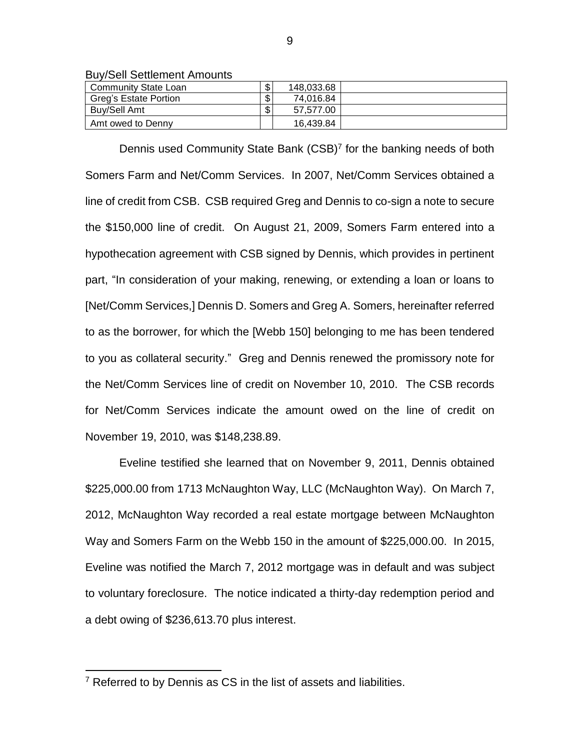Buy/Sell Settlement Amounts

| Community State Loan | $ | 148,033.68 | |
|---|---|---|---|
| Greg's Estate Portion | $ | 74,016.84 | |
| Buy/Sell Amt | $ | 57,577.00 | |
| Amt owed to Denny | | 16,439.84 | |

Dennis used Community State Bank (CSB)[7] for the banking needs of both Somers Farm and Net/Comm Services. In 2007, Net/Comm Services obtained a line of credit from CSB. CSB required Greg and Dennis to co-sign a note to secure the $150,000 line of credit. On August 21, 2009, Somers Farm entered into a hypothecation agreement with CSB signed by Dennis, which provides in pertinent part, "In consideration of your making, renewing, or extending a loan or loans to [Net/Comm Services,] Dennis D. Somers and Greg A. Somers, hereinafter referred to as the borrower, for which the [Webb 150] belonging to me has been tendered to you as collateral security." Greg and Dennis renewed the promissory note for the Net/Comm Services line of credit on November 10, 2010. The CSB records for Net/Comm Services indicate the amount owed on the line of credit on November 19, 2010, was $148,238.89.

Eveline testified she learned that on November 9, 2011, Dennis obtained $225,000.00 from 1713 McNaughton Way, LLC (McNaughton Way). On March 7, 2012, McNaughton Way recorded a real estate mortgage between McNaughton Way and Somers Farm on the Webb 150 in the amount of $225,000.00. In 2015, Eveline was notified the March 7, 2012 mortgage was in default and was subject to voluntary foreclosure. The notice indicated a thirty-day redemption period and a debt owing of $236,613.70 plus interest.

[7] Referred to by Dennis as CS in the list of assets and liabilities.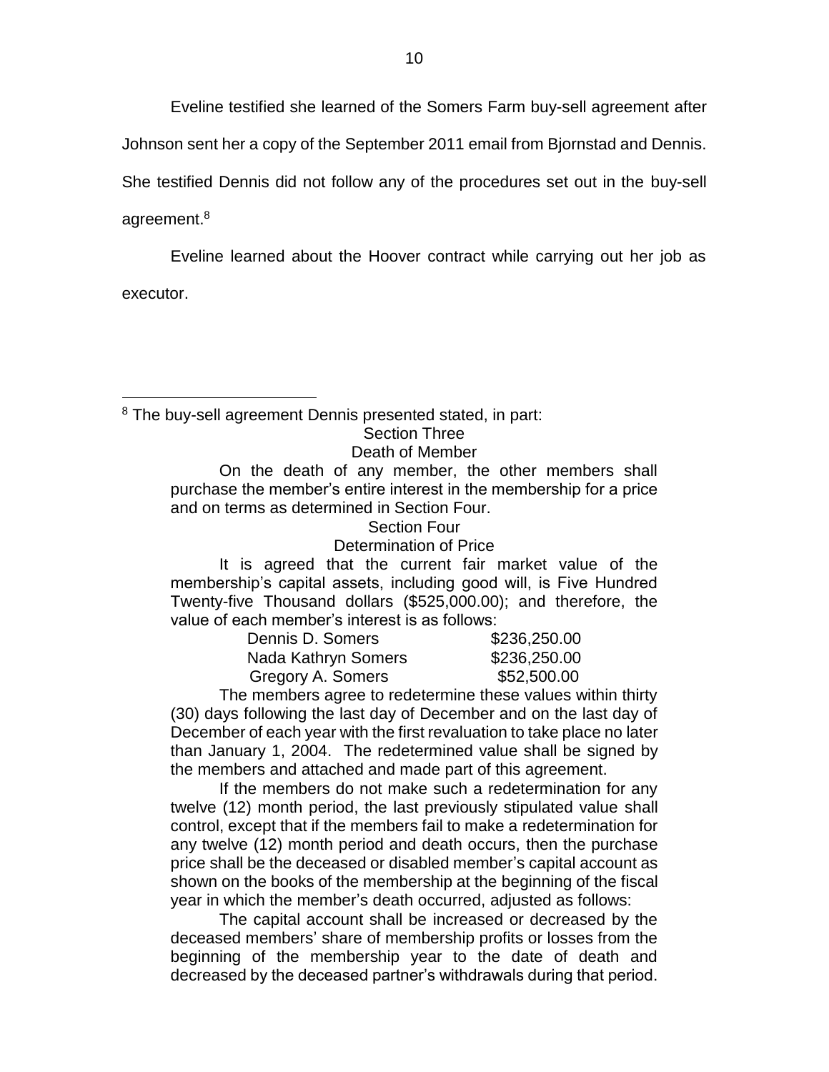Eveline testified she learned of the Somers Farm buy-sell agreement after Johnson sent her a copy of the September 2011 email from Bjornstad and Dennis. She testified Dennis did not follow any of the procedures set out in the buy-sell agreement.[8]

Eveline learned about the Hoover contract while carrying out her job as executor.

---

[8] The buy-sell agreement Dennis presented stated, in part:

> Section Three
>
> Death of Member
>
> On the death of any member, the other members shall purchase the member's entire interest in the membership for a price and on terms as determined in Section Four.
>
> Section Four
>
> Determination of Price
>
> It is agreed that the current fair market value of the membership's capital assets, including good will, is Five Hundred Twenty-five Thousand dollars ($525,000.00); and therefore, the value of each member's interest is as follows:
>
> | | |
> |---|---|
> | Dennis D. Somers | $236,250.00 |
> | Nada Kathryn Somers | $236,250.00 |
> | Gregory A. Somers | $52,500.00 |
>
> The members agree to redetermine these values within thirty (30) days following the last day of December and on the last day of December of each year with the first revaluation to take place no later than January 1, 2004. The redetermined value shall be signed by the members and attached and made part of this agreement.
>
> If the members do not make such a redetermination for any twelve (12) month period, the last previously stipulated value shall control, except that if the members fail to make a redetermination for any twelve (12) month period and death occurs, then the purchase price shall be the deceased or disabled member's capital account as shown on the books of the membership at the beginning of the fiscal year in which the member's death occurred, adjusted as follows:
>
> The capital account shall be increased or decreased by the deceased members' share of membership profits or losses from the beginning of the membership year to the date of death and decreased by the deceased partner's withdrawals during that period.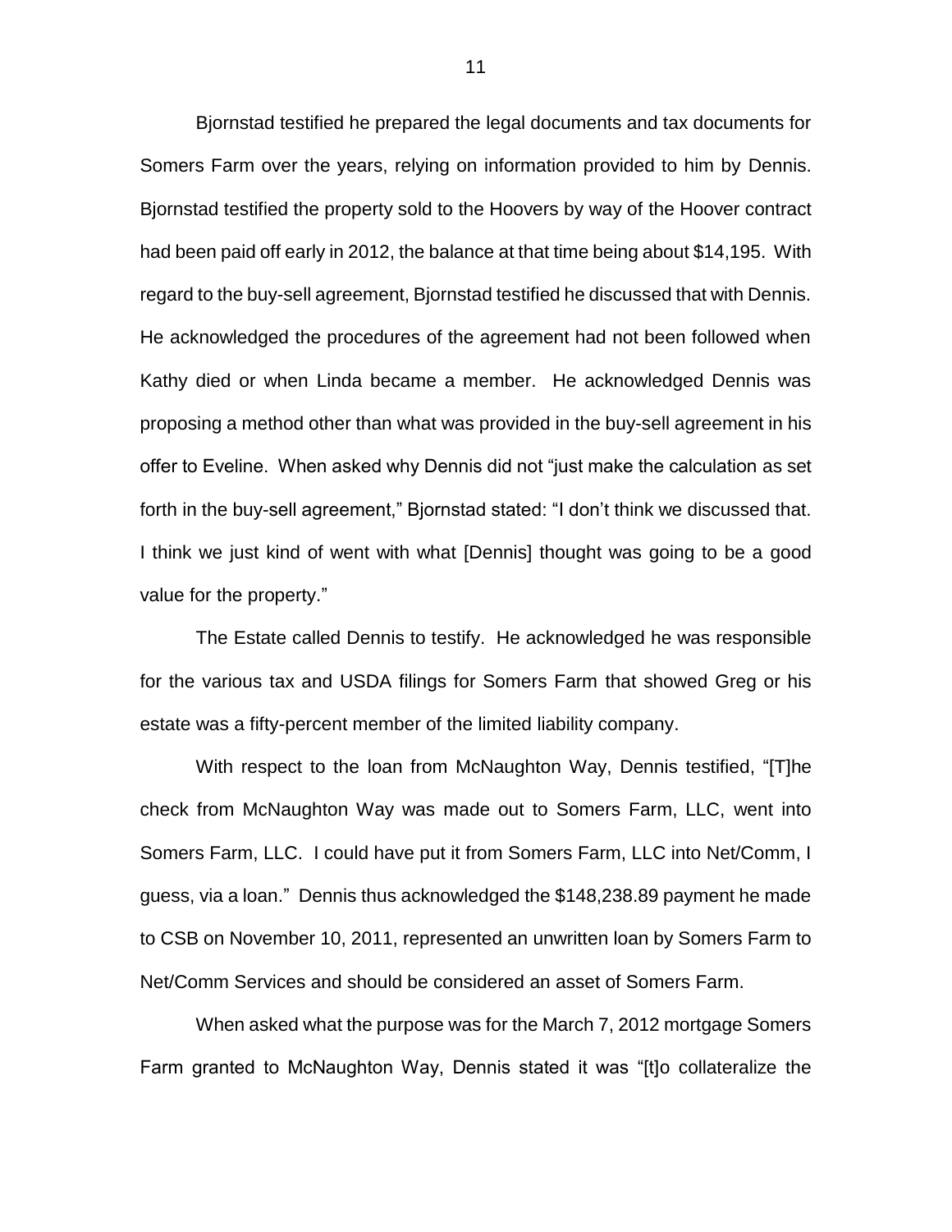Bjornstad testified he prepared the legal documents and tax documents for Somers Farm over the years, relying on information provided to him by Dennis. Bjornstad testified the property sold to the Hoovers by way of the Hoover contract had been paid off early in 2012, the balance at that time being about $14,195. With regard to the buy-sell agreement, Bjornstad testified he discussed that with Dennis. He acknowledged the procedures of the agreement had not been followed when Kathy died or when Linda became a member. He acknowledged Dennis was proposing a method other than what was provided in the buy-sell agreement in his offer to Eveline. When asked why Dennis did not "just make the calculation as set forth in the buy-sell agreement," Bjornstad stated: "I don't think we discussed that. I think we just kind of went with what [Dennis] thought was going to be a good value for the property."

The Estate called Dennis to testify. He acknowledged he was responsible for the various tax and USDA filings for Somers Farm that showed Greg or his estate was a fifty-percent member of the limited liability company.

With respect to the loan from McNaughton Way, Dennis testified, "[T]he check from McNaughton Way was made out to Somers Farm, LLC, went into Somers Farm, LLC. I could have put it from Somers Farm, LLC into Net/Comm, I guess, via a loan." Dennis thus acknowledged the $148,238.89 payment he made to CSB on November 10, 2011, represented an unwritten loan by Somers Farm to Net/Comm Services and should be considered an asset of Somers Farm.

When asked what the purpose was for the March 7, 2012 mortgage Somers Farm granted to McNaughton Way, Dennis stated it was "[t]o collateralize the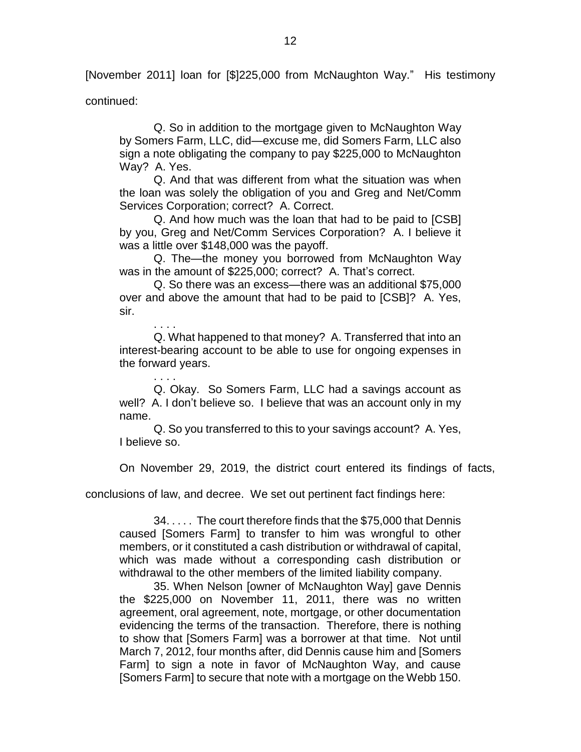[November 2011] loan for [$]225,000 from McNaughton Way." His testimony continued:

> Q. So in addition to the mortgage given to McNaughton Way by Somers Farm, LLC, did—excuse me, did Somers Farm, LLC also sign a note obligating the company to pay $225,000 to McNaughton Way? A. Yes.
>
> Q. And that was different from what the situation was when the loan was solely the obligation of you and Greg and Net/Comm Services Corporation; correct? A. Correct.
>
> Q. And how much was the loan that had to be paid to [CSB] by you, Greg and Net/Comm Services Corporation? A. I believe it was a little over $148,000 was the payoff.
>
> Q. The—the money you borrowed from McNaughton Way was in the amount of $225,000; correct? A. That's correct.
>
> Q. So there was an excess—there was an additional $75,000 over and above the amount that had to be paid to [CSB]? A. Yes, sir.
>
> . . . .
>
> Q. What happened to that money? A. Transferred that into an interest-bearing account to be able to use for ongoing expenses in the forward years.
>
> . . . .
>
> Q. Okay. So Somers Farm, LLC had a savings account as well? A. I don't believe so. I believe that was an account only in my name.
>
> Q. So you transferred to this to your savings account? A. Yes, I believe so.

On November 29, 2019, the district court entered its findings of facts, conclusions of law, and decree. We set out pertinent fact findings here:

> 34. . . . . The court therefore finds that the $75,000 that Dennis caused [Somers Farm] to transfer to him was wrongful to other members, or it constituted a cash distribution or withdrawal of capital, which was made without a corresponding cash distribution or withdrawal to the other members of the limited liability company.
>
> 35. When Nelson [owner of McNaughton Way] gave Dennis the $225,000 on November 11, 2011, there was no written agreement, oral agreement, note, mortgage, or other documentation evidencing the terms of the transaction. Therefore, there is nothing to show that [Somers Farm] was a borrower at that time. Not until March 7, 2012, four months after, did Dennis cause him and [Somers Farm] to sign a note in favor of McNaughton Way, and cause [Somers Farm] to secure that note with a mortgage on the Webb 150.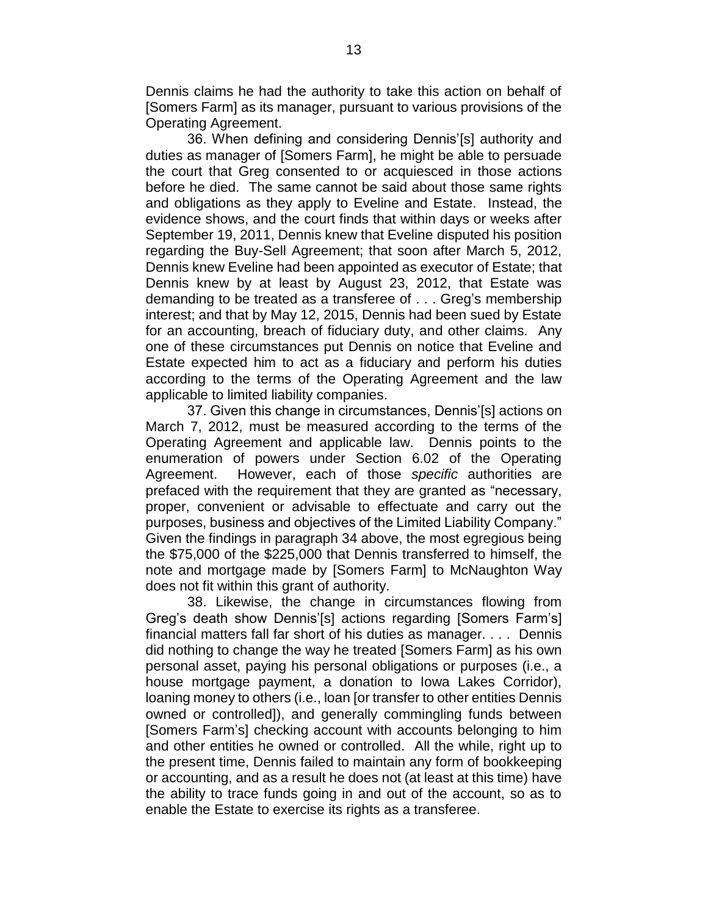Dennis claims he had the authority to take this action on behalf of [Somers Farm] as its manager, pursuant to various provisions of the Operating Agreement.

36. When defining and considering Dennis'[s] authority and duties as manager of [Somers Farm], he might be able to persuade the court that Greg consented to or acquiesced in those actions before he died. The same cannot be said about those same rights and obligations as they apply to Eveline and Estate. Instead, the evidence shows, and the court finds that within days or weeks after September 19, 2011, Dennis knew that Eveline disputed his position regarding the Buy-Sell Agreement; that soon after March 5, 2012, Dennis knew Eveline had been appointed as executor of Estate; that Dennis knew by at least by August 23, 2012, that Estate was demanding to be treated as a transferee of . . . Greg's membership interest; and that by May 12, 2015, Dennis had been sued by Estate for an accounting, breach of fiduciary duty, and other claims. Any one of these circumstances put Dennis on notice that Eveline and Estate expected him to act as a fiduciary and perform his duties according to the terms of the Operating Agreement and the law applicable to limited liability companies.

37. Given this change in circumstances, Dennis'[s] actions on March 7, 2012, must be measured according to the terms of the Operating Agreement and applicable law. Dennis points to the enumeration of powers under Section 6.02 of the Operating Agreement. However, each of those *specific* authorities are prefaced with the requirement that they are granted as "necessary, proper, convenient or advisable to effectuate and carry out the purposes, business and objectives of the Limited Liability Company." Given the findings in paragraph 34 above, the most egregious being the $75,000 of the $225,000 that Dennis transferred to himself, the note and mortgage made by [Somers Farm] to McNaughton Way does not fit within this grant of authority.

38. Likewise, the change in circumstances flowing from Greg's death show Dennis'[s] actions regarding [Somers Farm's] financial matters fall far short of his duties as manager. . . . Dennis did nothing to change the way he treated [Somers Farm] as his own personal asset, paying his personal obligations or purposes (i.e., a house mortgage payment, a donation to Iowa Lakes Corridor), loaning money to others (i.e., loan [or transfer to other entities Dennis owned or controlled]), and generally commingling funds between [Somers Farm's] checking account with accounts belonging to him and other entities he owned or controlled. All the while, right up to the present time, Dennis failed to maintain any form of bookkeeping or accounting, and as a result he does not (at least at this time) have the ability to trace funds going in and out of the account, so as to enable the Estate to exercise its rights as a transferee.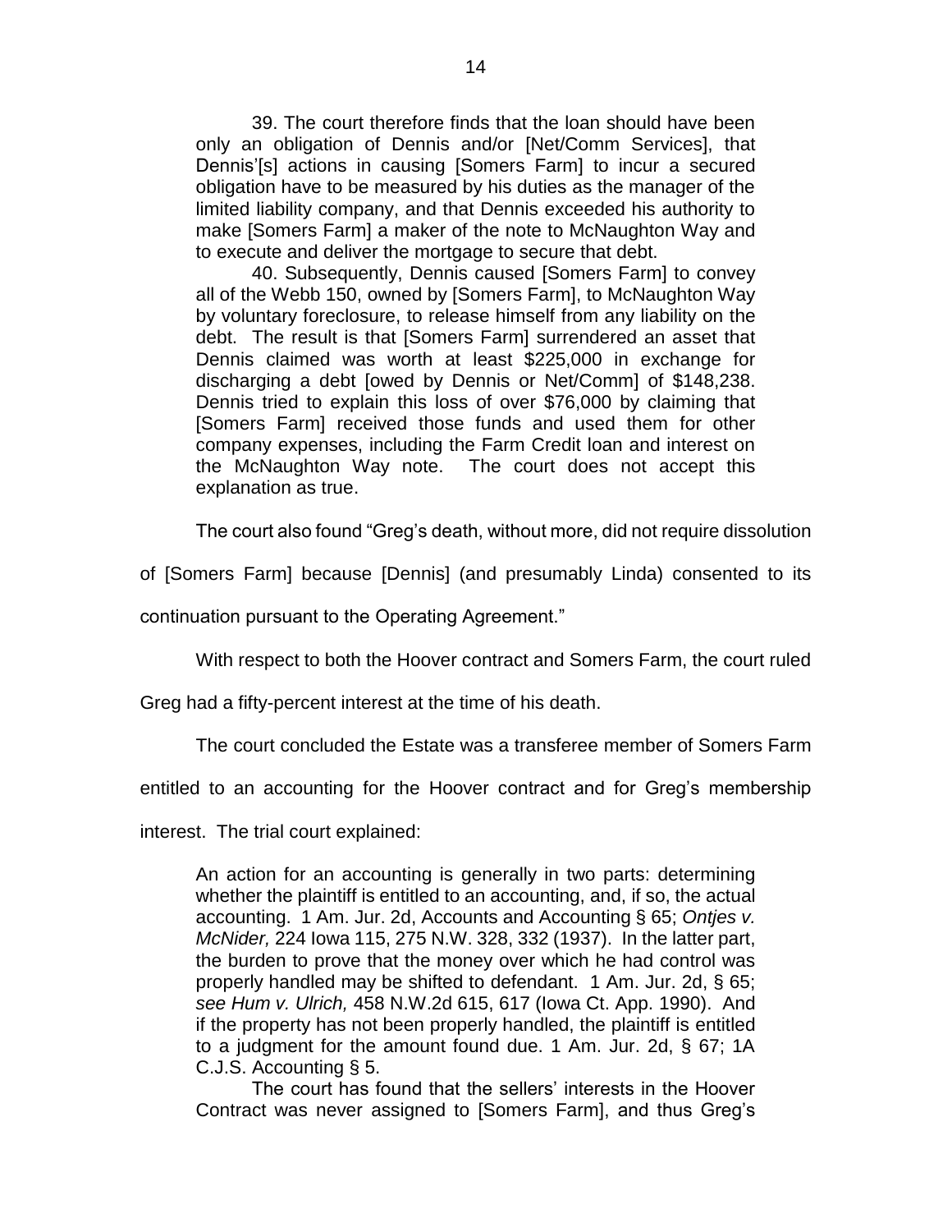> 39. The court therefore finds that the loan should have been only an obligation of Dennis and/or [Net/Comm Services], that Dennis'[s] actions in causing [Somers Farm] to incur a secured obligation have to be measured by his duties as the manager of the limited liability company, and that Dennis exceeded his authority to make [Somers Farm] a maker of the note to McNaughton Way and to execute and deliver the mortgage to secure that debt.
>
> 40. Subsequently, Dennis caused [Somers Farm] to convey all of the Webb 150, owned by [Somers Farm], to McNaughton Way by voluntary foreclosure, to release himself from any liability on the debt. The result is that [Somers Farm] surrendered an asset that Dennis claimed was worth at least $225,000 in exchange for discharging a debt [owed by Dennis or Net/Comm] of $148,238. Dennis tried to explain this loss of over $76,000 by claiming that [Somers Farm] received those funds and used them for other company expenses, including the Farm Credit loan and interest on the McNaughton Way note. The court does not accept this explanation as true.

The court also found "Greg's death, without more, did not require dissolution of [Somers Farm] because [Dennis] (and presumably Linda) consented to its continuation pursuant to the Operating Agreement."

With respect to both the Hoover contract and Somers Farm, the court ruled Greg had a fifty-percent interest at the time of his death.

The court concluded the Estate was a transferee member of Somers Farm entitled to an accounting for the Hoover contract and for Greg's membership interest. The trial court explained:

> An action for an accounting is generally in two parts: determining whether the plaintiff is entitled to an accounting, and, if so, the actual accounting. 1 Am. Jur. 2d, Accounts and Accounting § 65; *Ontjes v. McNider,* 224 Iowa 115, 275 N.W. 328, 332 (1937). In the latter part, the burden to prove that the money over which he had control was properly handled may be shifted to defendant. 1 Am. Jur. 2d, § 65; *see Hum v. Ulrich,* 458 N.W.2d 615, 617 (Iowa Ct. App. 1990). And if the property has not been properly handled, the plaintiff is entitled to a judgment for the amount found due. 1 Am. Jur. 2d, § 67; 1A C.J.S. Accounting § 5.
>
> The court has found that the sellers' interests in the Hoover Contract was never assigned to [Somers Farm], and thus Greg's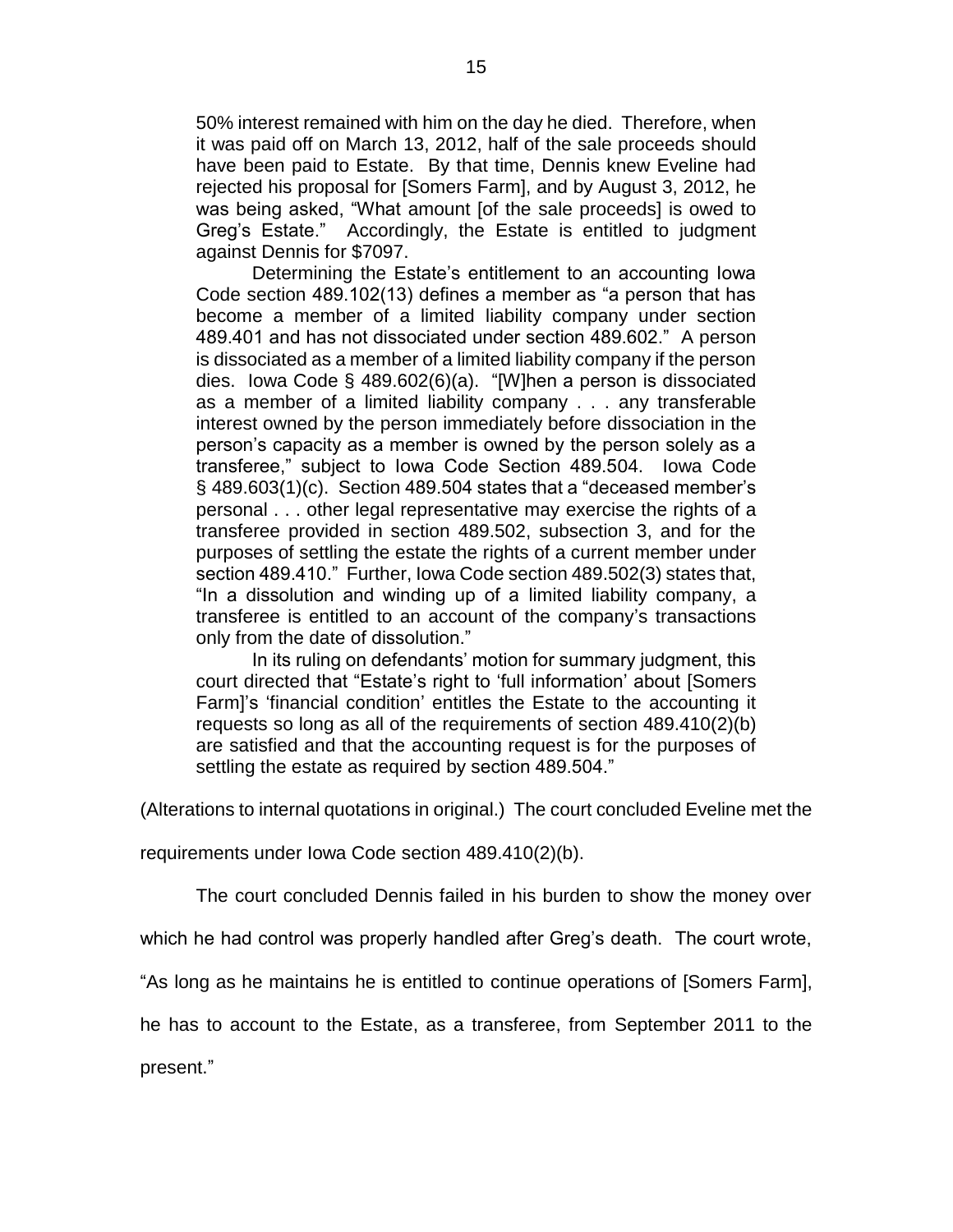> 50% interest remained with him on the day he died. Therefore, when it was paid off on March 13, 2012, half of the sale proceeds should have been paid to Estate. By that time, Dennis knew Eveline had rejected his proposal for [Somers Farm], and by August 3, 2012, he was being asked, "What amount [of the sale proceeds] is owed to Greg's Estate." Accordingly, the Estate is entitled to judgment against Dennis for $7097.
>
> Determining the Estate's entitlement to an accounting Iowa Code section 489.102(13) defines a member as "a person that has become a member of a limited liability company under section 489.401 and has not dissociated under section 489.602." A person is dissociated as a member of a limited liability company if the person dies. Iowa Code § 489.602(6)(a). "[W]hen a person is dissociated as a member of a limited liability company . . . any transferable interest owned by the person immediately before dissociation in the person's capacity as a member is owned by the person solely as a transferee," subject to Iowa Code Section 489.504. Iowa Code § 489.603(1)(c). Section 489.504 states that a "deceased member's personal . . . other legal representative may exercise the rights of a transferee provided in section 489.502, subsection 3, and for the purposes of settling the estate the rights of a current member under section 489.410." Further, Iowa Code section 489.502(3) states that, "In a dissolution and winding up of a limited liability company, a transferee is entitled to an account of the company's transactions only from the date of dissolution."
>
> In its ruling on defendants' motion for summary judgment, this court directed that "Estate's right to 'full information' about [Somers Farm]'s 'financial condition' entitles the Estate to the accounting it requests so long as all of the requirements of section 489.410(2)(b) are satisfied and that the accounting request is for the purposes of settling the estate as required by section 489.504."

(Alterations to internal quotations in original.) The court concluded Eveline met the requirements under Iowa Code section 489.410(2)(b).

The court concluded Dennis failed in his burden to show the money over which he had control was properly handled after Greg's death. The court wrote, "As long as he maintains he is entitled to continue operations of [Somers Farm], he has to account to the Estate, as a transferee, from September 2011 to the present."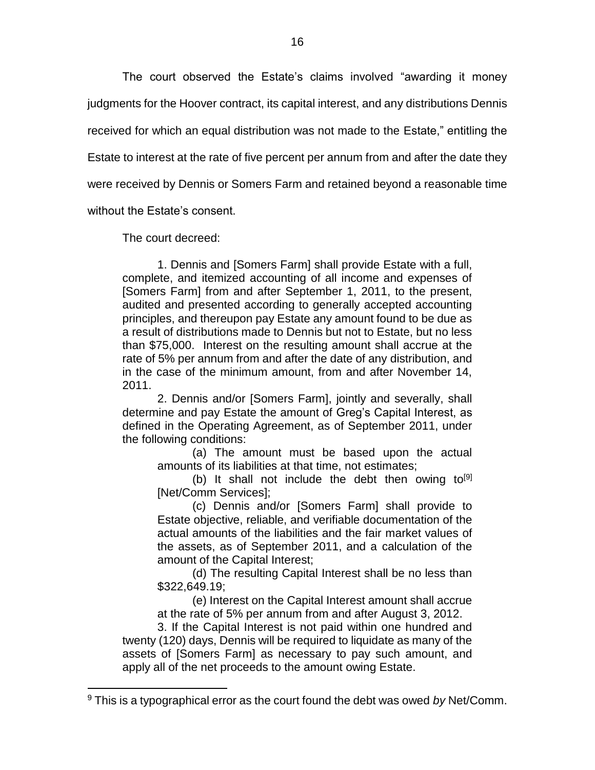The court observed the Estate's claims involved "awarding it money judgments for the Hoover contract, its capital interest, and any distributions Dennis received for which an equal distribution was not made to the Estate," entitling the Estate to interest at the rate of five percent per annum from and after the date they were received by Dennis or Somers Farm and retained beyond a reasonable time without the Estate's consent.

The court decreed:

> 1. Dennis and [Somers Farm] shall provide Estate with a full, complete, and itemized accounting of all income and expenses of [Somers Farm] from and after September 1, 2011, to the present, audited and presented according to generally accepted accounting principles, and thereupon pay Estate any amount found to be due as a result of distributions made to Dennis but not to Estate, but no less than $75,000. Interest on the resulting amount shall accrue at the rate of 5% per annum from and after the date of any distribution, and in the case of the minimum amount, from and after November 14, 2011.
>
> 2. Dennis and/or [Somers Farm], jointly and severally, shall determine and pay Estate the amount of Greg's Capital Interest, as defined in the Operating Agreement, as of September 2011, under the following conditions:
>
> > (a) The amount must be based upon the actual amounts of its liabilities at that time, not estimates;
> >
> > (b) It shall not include the debt then owing to[9] [Net/Comm Services];
> >
> > (c) Dennis and/or [Somers Farm] shall provide to Estate objective, reliable, and verifiable documentation of the actual amounts of the liabilities and the fair market values of the assets, as of September 2011, and a calculation of the amount of the Capital Interest;
> >
> > (d) The resulting Capital Interest shall be no less than $322,649.19;
> >
> > (e) Interest on the Capital Interest amount shall accrue at the rate of 5% per annum from and after August 3, 2012.
>
> 3. If the Capital Interest is not paid within one hundred and twenty (120) days, Dennis will be required to liquidate as many of the assets of [Somers Farm] as necessary to pay such amount, and apply all of the net proceeds to the amount owing Estate.

---

[9] This is a typographical error as the court found the debt was owed *by* Net/Comm.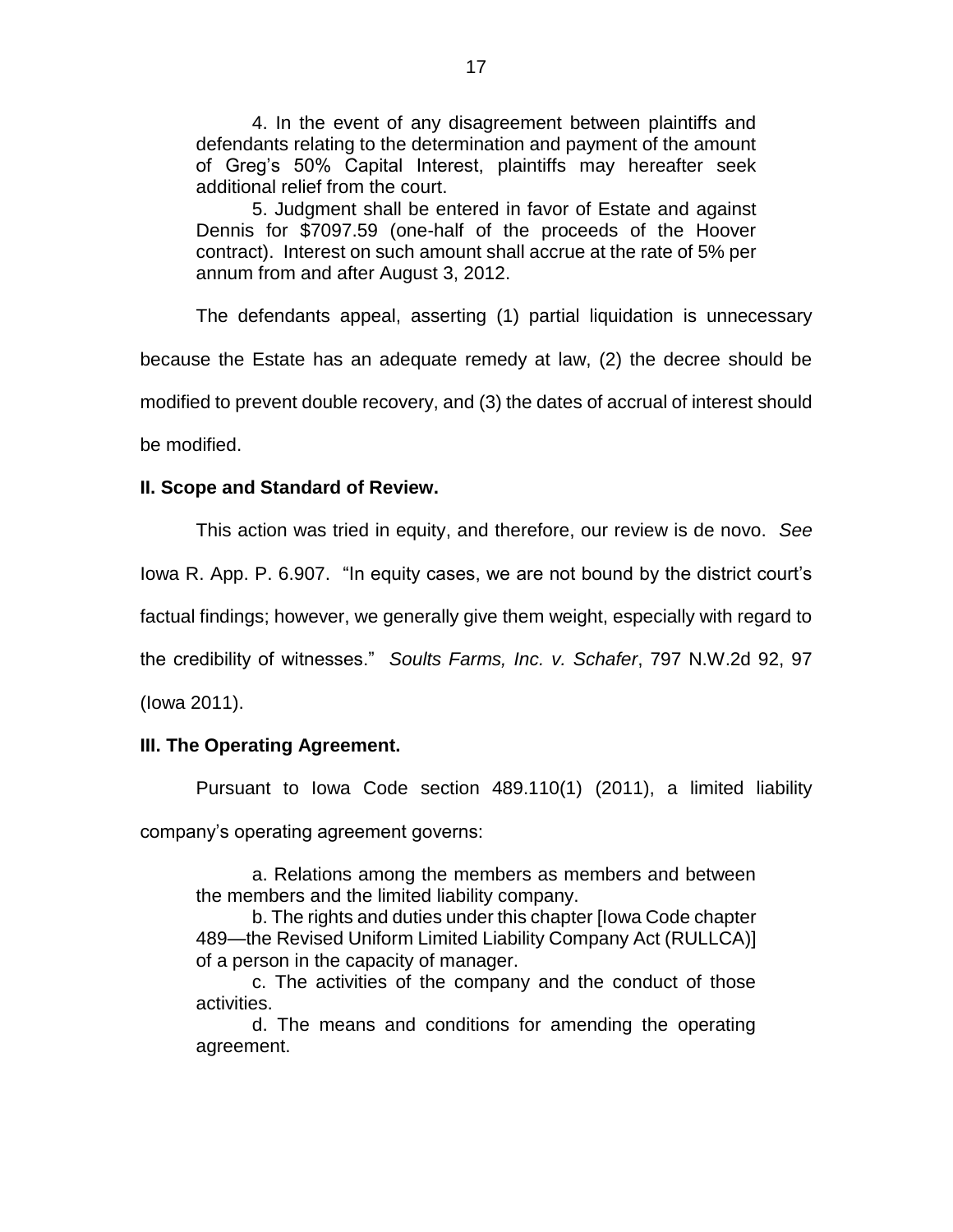> 4. In the event of any disagreement between plaintiffs and defendants relating to the determination and payment of the amount of Greg's 50% Capital Interest, plaintiffs may hereafter seek additional relief from the court.
>
> 5. Judgment shall be entered in favor of Estate and against Dennis for $7097.59 (one-half of the proceeds of the Hoover contract). Interest on such amount shall accrue at the rate of 5% per annum from and after August 3, 2012.

The defendants appeal, asserting (1) partial liquidation is unnecessary because the Estate has an adequate remedy at law, (2) the decree should be modified to prevent double recovery, and (3) the dates of accrual of interest should be modified.

**II. Scope and Standard of Review.**

This action was tried in equity, and therefore, our review is de novo. *See* Iowa R. App. P. 6.907. "In equity cases, we are not bound by the district court's factual findings; however, we generally give them weight, especially with regard to the credibility of witnesses." *Soults Farms, Inc. v. Schafer*, 797 N.W.2d 92, 97 (Iowa 2011).

**III. The Operating Agreement.**

Pursuant to Iowa Code section 489.110(1) (2011), a limited liability company's operating agreement governs:

> a. Relations among the members as members and between the members and the limited liability company.
>
> b. The rights and duties under this chapter [Iowa Code chapter 489—the Revised Uniform Limited Liability Company Act (RULLCA)] of a person in the capacity of manager.
>
> c. The activities of the company and the conduct of those activities.
>
> d. The means and conditions for amending the operating agreement.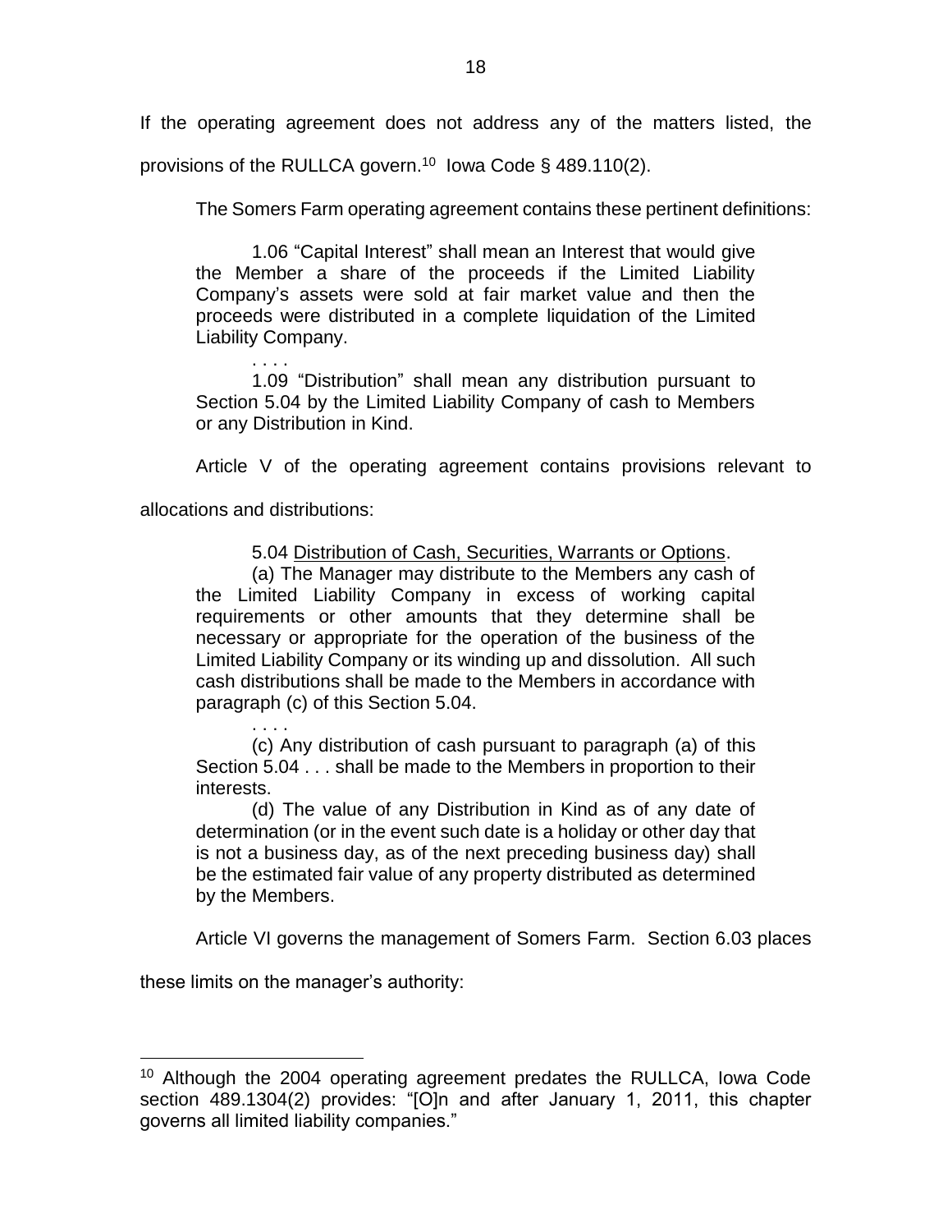If the operating agreement does not address any of the matters listed, the provisions of the RULLCA govern.[10] Iowa Code § 489.110(2).

The Somers Farm operating agreement contains these pertinent definitions:

> 1.06 "Capital Interest" shall mean an Interest that would give the Member a share of the proceeds if the Limited Liability Company's assets were sold at fair market value and then the proceeds were distributed in a complete liquidation of the Limited Liability Company.
>
> . . . .
>
> 1.09 "Distribution" shall mean any distribution pursuant to Section 5.04 by the Limited Liability Company of cash to Members or any Distribution in Kind.

Article V of the operating agreement contains provisions relevant to allocations and distributions:

> 5.04 Distribution of Cash, Securities, Warrants or Options.
>
> (a) The Manager may distribute to the Members any cash of the Limited Liability Company in excess of working capital requirements or other amounts that they determine shall be necessary or appropriate for the operation of the business of the Limited Liability Company or its winding up and dissolution. All such cash distributions shall be made to the Members in accordance with paragraph (c) of this Section 5.04.
>
> . . . .
>
> (c) Any distribution of cash pursuant to paragraph (a) of this Section 5.04 . . . shall be made to the Members in proportion to their interests.
>
> (d) The value of any Distribution in Kind as of any date of determination (or in the event such date is a holiday or other day that is not a business day, as of the next preceding business day) shall be the estimated fair value of any property distributed as determined by the Members.

Article VI governs the management of Somers Farm. Section 6.03 places these limits on the manager's authority:

[10] Although the 2004 operating agreement predates the RULLCA, Iowa Code section 489.1304(2) provides: "[O]n and after January 1, 2011, this chapter governs all limited liability companies."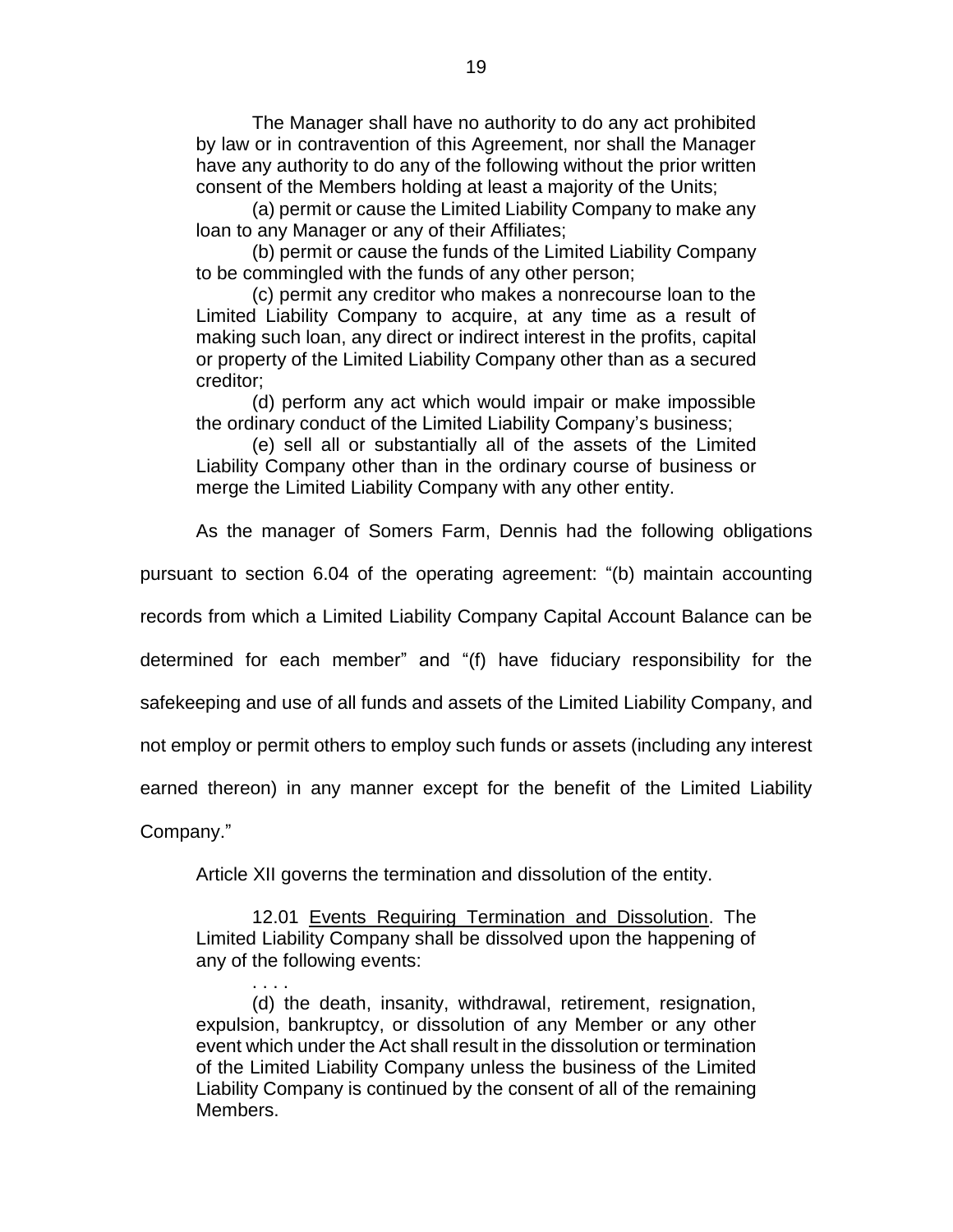> The Manager shall have no authority to do any act prohibited by law or in contravention of this Agreement, nor shall the Manager have any authority to do any of the following without the prior written consent of the Members holding at least a majority of the Units;
>
> (a) permit or cause the Limited Liability Company to make any loan to any Manager or any of their Affiliates;
>
> (b) permit or cause the funds of the Limited Liability Company to be commingled with the funds of any other person;
>
> (c) permit any creditor who makes a nonrecourse loan to the Limited Liability Company to acquire, at any time as a result of making such loan, any direct or indirect interest in the profits, capital or property of the Limited Liability Company other than as a secured creditor;
>
> (d) perform any act which would impair or make impossible the ordinary conduct of the Limited Liability Company's business;
>
> (e) sell all or substantially all of the assets of the Limited Liability Company other than in the ordinary course of business or merge the Limited Liability Company with any other entity.

As the manager of Somers Farm, Dennis had the following obligations pursuant to section 6.04 of the operating agreement: "(b) maintain accounting records from which a Limited Liability Company Capital Account Balance can be determined for each member" and "(f) have fiduciary responsibility for the safekeeping and use of all funds and assets of the Limited Liability Company, and not employ or permit others to employ such funds or assets (including any interest earned thereon) in any manner except for the benefit of the Limited Liability Company."

Article XII governs the termination and dissolution of the entity.

> 12.01 <u>Events Requiring Termination and Dissolution</u>. The Limited Liability Company shall be dissolved upon the happening of any of the following events:
>
> . . . .
>
> (d) the death, insanity, withdrawal, retirement, resignation, expulsion, bankruptcy, or dissolution of any Member or any other event which under the Act shall result in the dissolution or termination of the Limited Liability Company unless the business of the Limited Liability Company is continued by the consent of all of the remaining Members.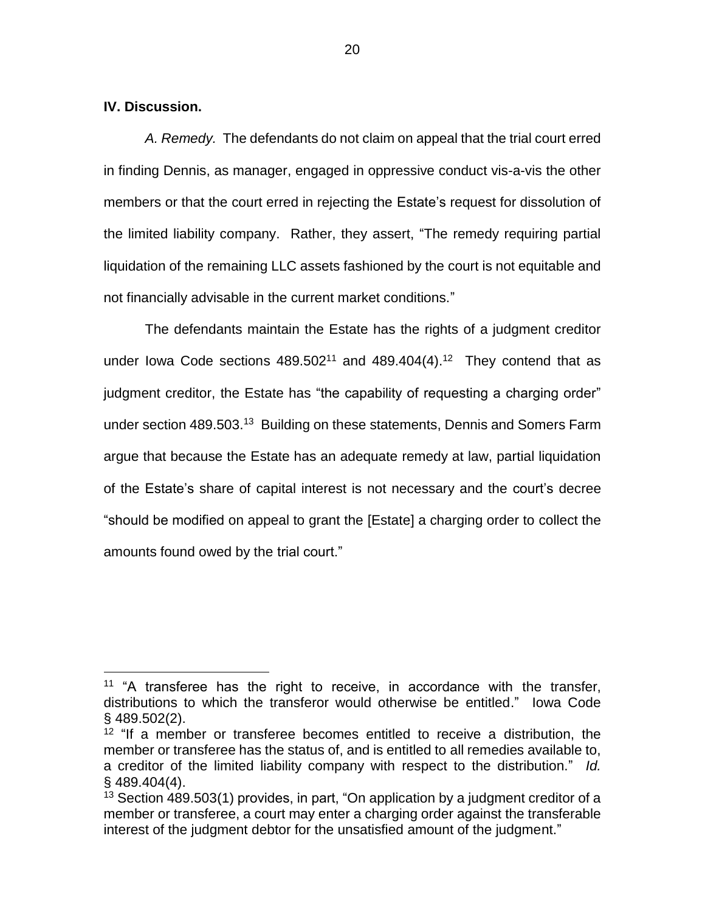**IV. Discussion.**

*A. Remedy.* The defendants do not claim on appeal that the trial court erred in finding Dennis, as manager, engaged in oppressive conduct vis-a-vis the other members or that the court erred in rejecting the Estate's request for dissolution of the limited liability company. Rather, they assert, "The remedy requiring partial liquidation of the remaining LLC assets fashioned by the court is not equitable and not financially advisable in the current market conditions."

The defendants maintain the Estate has the rights of a judgment creditor under Iowa Code sections 489.502[11] and 489.404(4).[12] They contend that as judgment creditor, the Estate has "the capability of requesting a charging order" under section 489.503.[13] Building on these statements, Dennis and Somers Farm argue that because the Estate has an adequate remedy at law, partial liquidation of the Estate's share of capital interest is not necessary and the court's decree "should be modified on appeal to grant the [Estate] a charging order to collect the amounts found owed by the trial court."

---

[11] "A transferee has the right to receive, in accordance with the transfer, distributions to which the transferor would otherwise be entitled." Iowa Code § 489.502(2).

[12] "If a member or transferee becomes entitled to receive a distribution, the member or transferee has the status of, and is entitled to all remedies available to, a creditor of the limited liability company with respect to the distribution." *Id.* § 489.404(4).

[13] Section 489.503(1) provides, in part, "On application by a judgment creditor of a member or transferee, a court may enter a charging order against the transferable interest of the judgment debtor for the unsatisfied amount of the judgment."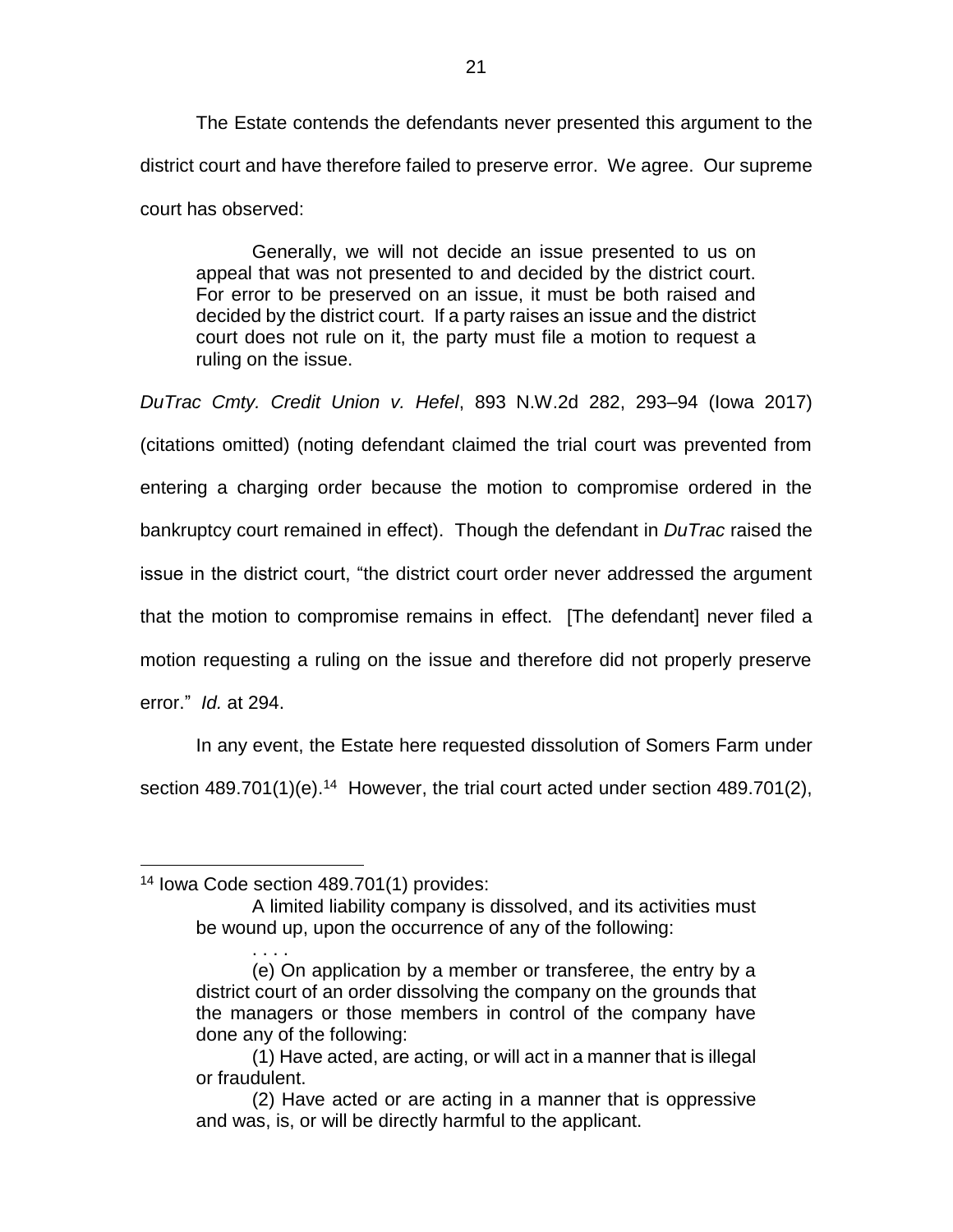The Estate contends the defendants never presented this argument to the district court and have therefore failed to preserve error. We agree. Our supreme court has observed:

> Generally, we will not decide an issue presented to us on appeal that was not presented to and decided by the district court. For error to be preserved on an issue, it must be both raised and decided by the district court. If a party raises an issue and the district court does not rule on it, the party must file a motion to request a ruling on the issue.

*DuTrac Cmty. Credit Union v. Hefel*, 893 N.W.2d 282, 293–94 (Iowa 2017) (citations omitted) (noting defendant claimed the trial court was prevented from entering a charging order because the motion to compromise ordered in the bankruptcy court remained in effect). Though the defendant in *DuTrac* raised the issue in the district court, "the district court order never addressed the argument that the motion to compromise remains in effect. [The defendant] never filed a motion requesting a ruling on the issue and therefore did not properly preserve error." *Id.* at 294.

In any event, the Estate here requested dissolution of Somers Farm under section 489.701(1)(e).[14] However, the trial court acted under section 489.701(2),

---

[14] Iowa Code section 489.701(1) provides:

> A limited liability company is dissolved, and its activities must be wound up, upon the occurrence of any of the following:
>
> . . . .
>
> (e) On application by a member or transferee, the entry by a district court of an order dissolving the company on the grounds that the managers or those members in control of the company have done any of the following:
>
> (1) Have acted, are acting, or will act in a manner that is illegal or fraudulent.
>
> (2) Have acted or are acting in a manner that is oppressive and was, is, or will be directly harmful to the applicant.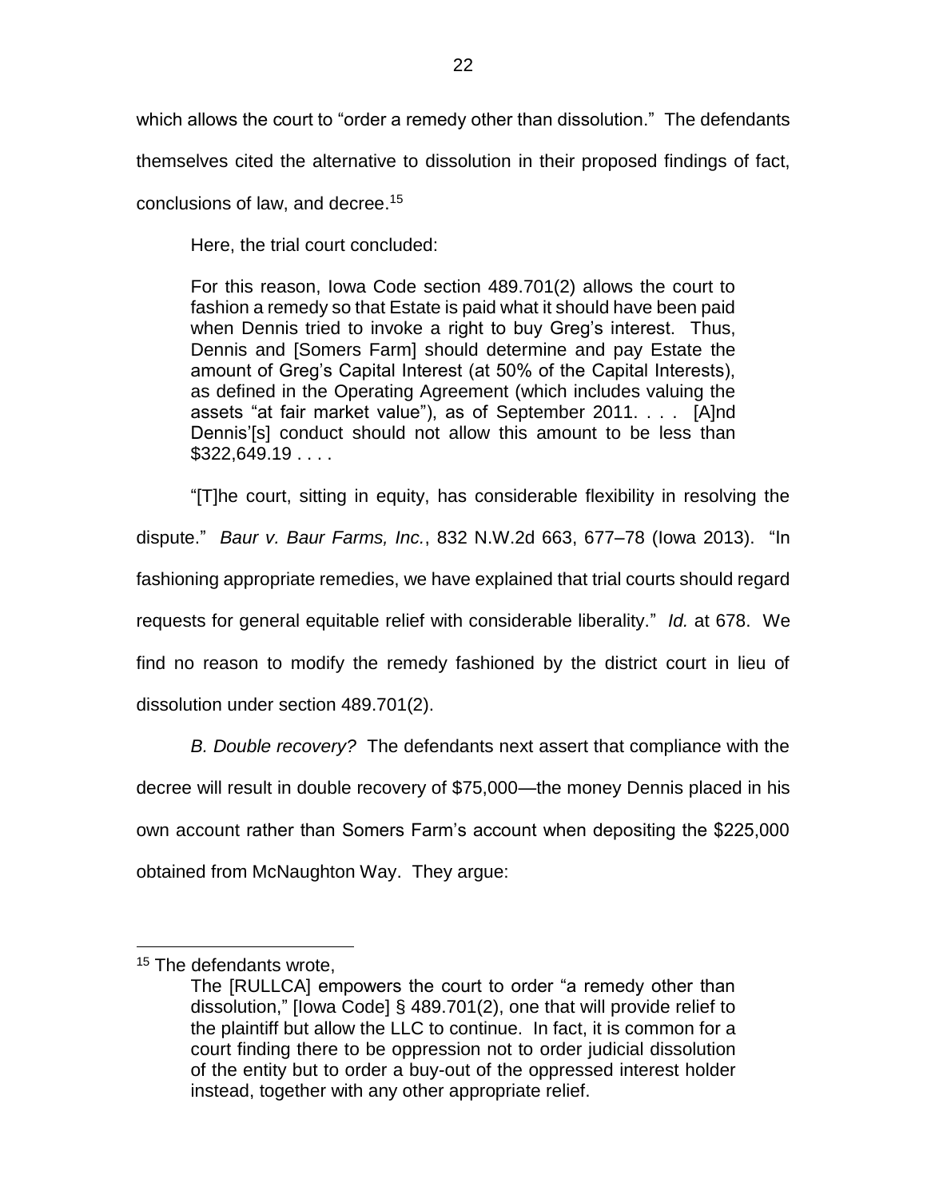which allows the court to "order a remedy other than dissolution." The defendants themselves cited the alternative to dissolution in their proposed findings of fact, conclusions of law, and decree.[15]

Here, the trial court concluded:

> For this reason, Iowa Code section 489.701(2) allows the court to fashion a remedy so that Estate is paid what it should have been paid when Dennis tried to invoke a right to buy Greg's interest. Thus, Dennis and [Somers Farm] should determine and pay Estate the amount of Greg's Capital Interest (at 50% of the Capital Interests), as defined in the Operating Agreement (which includes valuing the assets "at fair market value"), as of September 2011. . . . [A]nd Dennis'[s] conduct should not allow this amount to be less than $322,649.19 . . . .

"[T]he court, sitting in equity, has considerable flexibility in resolving the dispute." *Baur v. Baur Farms, Inc.*, 832 N.W.2d 663, 677–78 (Iowa 2013). "In fashioning appropriate remedies, we have explained that trial courts should regard requests for general equitable relief with considerable liberality." *Id.* at 678. We find no reason to modify the remedy fashioned by the district court in lieu of dissolution under section 489.701(2).

*B. Double recovery?* The defendants next assert that compliance with the decree will result in double recovery of $75,000—the money Dennis placed in his own account rather than Somers Farm's account when depositing the $225,000 obtained from McNaughton Way. They argue:

---

[15] The defendants wrote,

> The [RULLCA] empowers the court to order "a remedy other than dissolution," [Iowa Code] § 489.701(2), one that will provide relief to the plaintiff but allow the LLC to continue. In fact, it is common for a court finding there to be oppression not to order judicial dissolution of the entity but to order a buy-out of the oppressed interest holder instead, together with any other appropriate relief.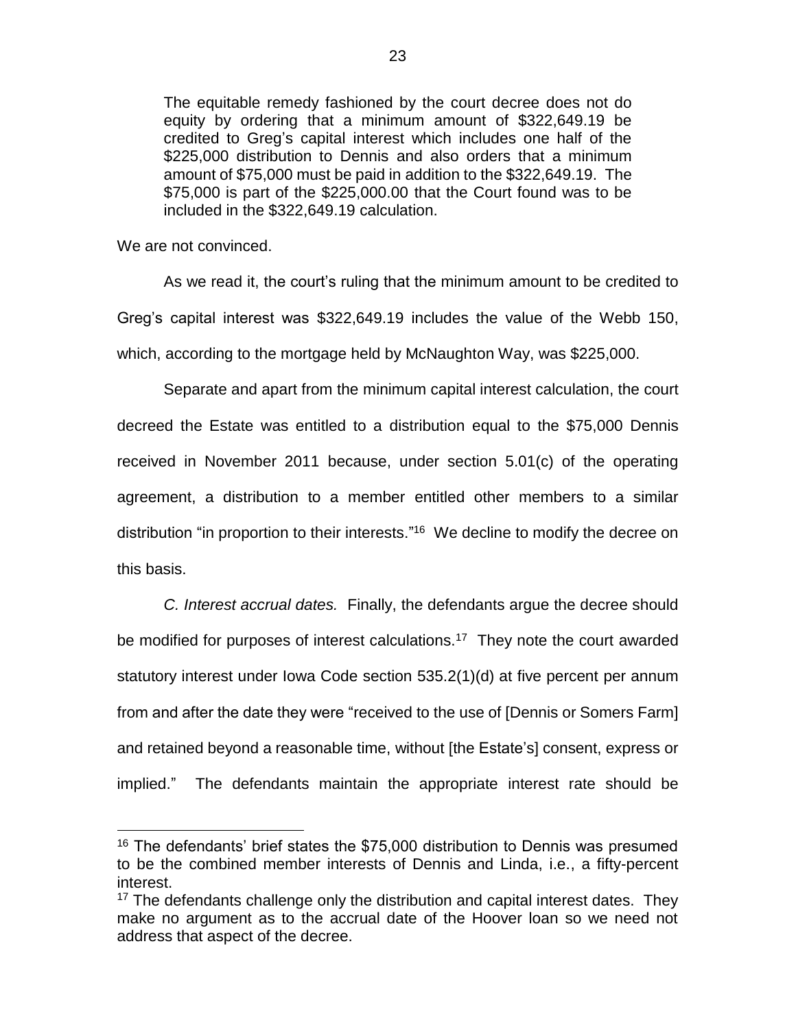> The equitable remedy fashioned by the court decree does not do equity by ordering that a minimum amount of $322,649.19 be credited to Greg's capital interest which includes one half of the $225,000 distribution to Dennis and also orders that a minimum amount of $75,000 must be paid in addition to the $322,649.19. The $75,000 is part of the $225,000.00 that the Court found was to be included in the $322,649.19 calculation.

We are not convinced.

As we read it, the court's ruling that the minimum amount to be credited to Greg's capital interest was $322,649.19 includes the value of the Webb 150, which, according to the mortgage held by McNaughton Way, was $225,000.

Separate and apart from the minimum capital interest calculation, the court decreed the Estate was entitled to a distribution equal to the $75,000 Dennis received in November 2011 because, under section 5.01(c) of the operating agreement, a distribution to a member entitled other members to a similar distribution "in proportion to their interests."[16] We decline to modify the decree on this basis.

*C. Interest accrual dates.* Finally, the defendants argue the decree should be modified for purposes of interest calculations.[17] They note the court awarded statutory interest under Iowa Code section 535.2(1)(d) at five percent per annum from and after the date they were "received to the use of [Dennis or Somers Farm] and retained beyond a reasonable time, without [the Estate's] consent, express or implied." The defendants maintain the appropriate interest rate should be

---

[16] The defendants' brief states the $75,000 distribution to Dennis was presumed to be the combined member interests of Dennis and Linda, i.e., a fifty-percent interest.

[17] The defendants challenge only the distribution and capital interest dates. They make no argument as to the accrual date of the Hoover loan so we need not address that aspect of the decree.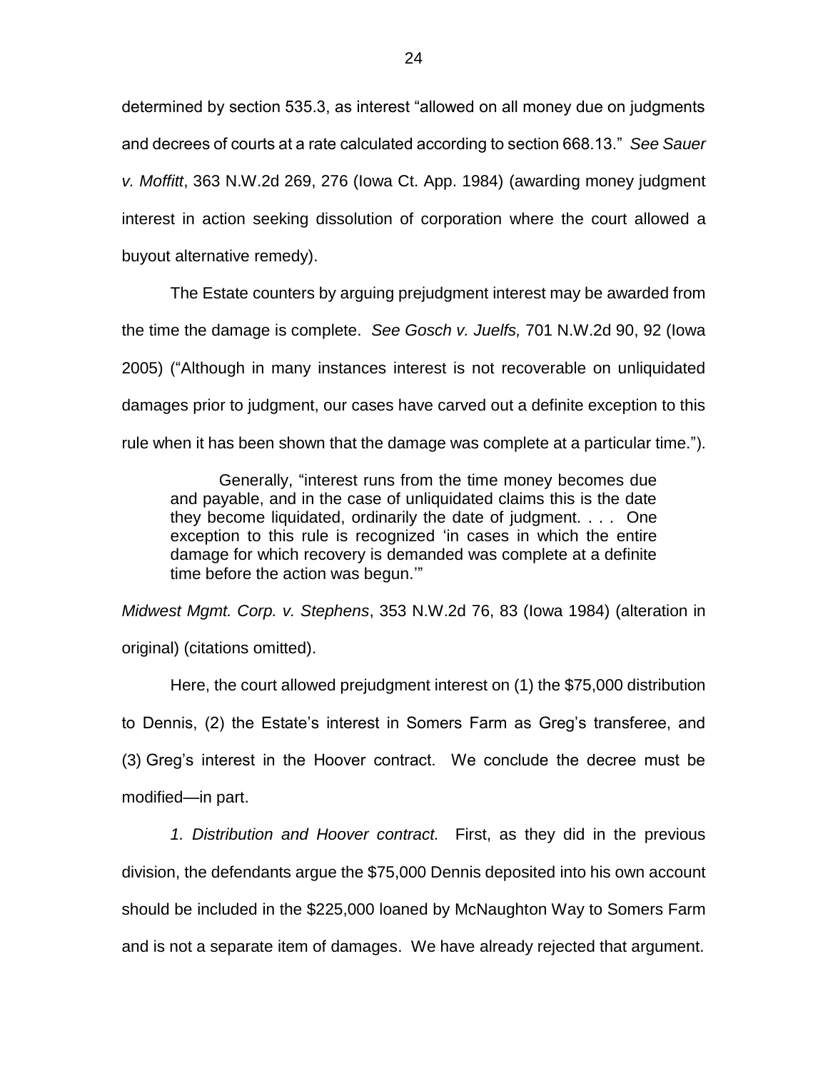determined by section 535.3, as interest "allowed on all money due on judgments and decrees of courts at a rate calculated according to section 668.13." *See Sauer v. Moffitt*, 363 N.W.2d 269, 276 (Iowa Ct. App. 1984) (awarding money judgment interest in action seeking dissolution of corporation where the court allowed a buyout alternative remedy).

The Estate counters by arguing prejudgment interest may be awarded from the time the damage is complete. *See Gosch v. Juelfs,* 701 N.W.2d 90, 92 (Iowa 2005) ("Although in many instances interest is not recoverable on unliquidated damages prior to judgment, our cases have carved out a definite exception to this rule when it has been shown that the damage was complete at a particular time.").

> Generally, "interest runs from the time money becomes due and payable, and in the case of unliquidated claims this is the date they become liquidated, ordinarily the date of judgment. . . . One exception to this rule is recognized 'in cases in which the entire damage for which recovery is demanded was complete at a definite time before the action was begun.'"

*Midwest Mgmt. Corp. v. Stephens*, 353 N.W.2d 76, 83 (Iowa 1984) (alteration in original) (citations omitted).

Here, the court allowed prejudgment interest on (1) the $75,000 distribution to Dennis, (2) the Estate's interest in Somers Farm as Greg's transferee, and (3) Greg's interest in the Hoover contract. We conclude the decree must be modified—in part.

*1. Distribution and Hoover contract.* First, as they did in the previous division, the defendants argue the $75,000 Dennis deposited into his own account should be included in the $225,000 loaned by McNaughton Way to Somers Farm and is not a separate item of damages. We have already rejected that argument.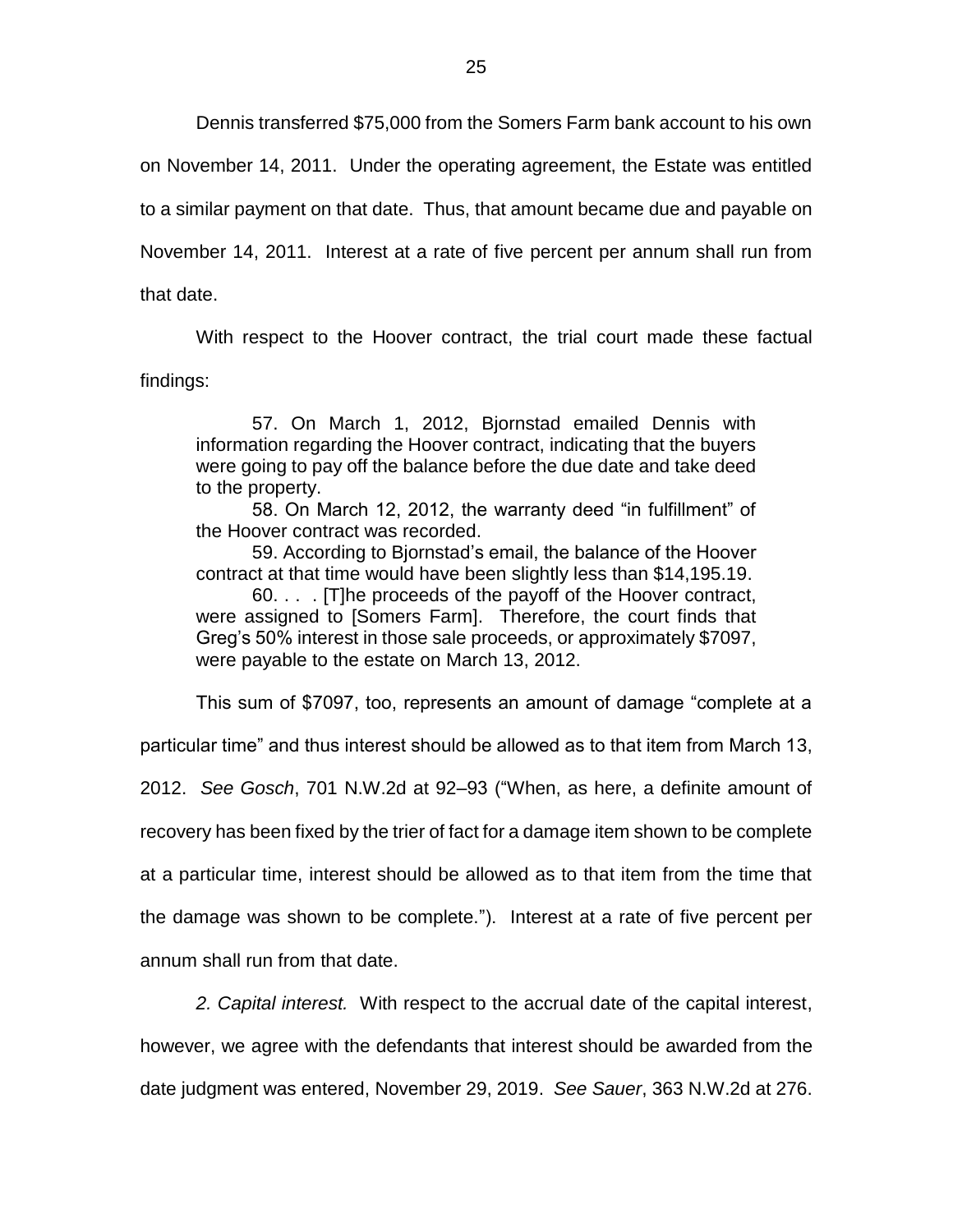Dennis transferred $75,000 from the Somers Farm bank account to his own on November 14, 2011. Under the operating agreement, the Estate was entitled to a similar payment on that date. Thus, that amount became due and payable on November 14, 2011. Interest at a rate of five percent per annum shall run from that date.

With respect to the Hoover contract, the trial court made these factual findings:

> 57. On March 1, 2012, Bjornstad emailed Dennis with information regarding the Hoover contract, indicating that the buyers were going to pay off the balance before the due date and take deed to the property.
>
> 58. On March 12, 2012, the warranty deed "in fulfillment" of the Hoover contract was recorded.
>
> 59. According to Bjornstad's email, the balance of the Hoover contract at that time would have been slightly less than $14,195.19.
>
> 60. . . . [T]he proceeds of the payoff of the Hoover contract, were assigned to [Somers Farm]. Therefore, the court finds that Greg's 50% interest in those sale proceeds, or approximately $7097, were payable to the estate on March 13, 2012.

This sum of $7097, too, represents an amount of damage "complete at a particular time" and thus interest should be allowed as to that item from March 13, 2012. *See Gosch*, 701 N.W.2d at 92–93 ("When, as here, a definite amount of recovery has been fixed by the trier of fact for a damage item shown to be complete at a particular time, interest should be allowed as to that item from the time that the damage was shown to be complete."). Interest at a rate of five percent per annum shall run from that date.

*2. Capital interest.* With respect to the accrual date of the capital interest, however, we agree with the defendants that interest should be awarded from the date judgment was entered, November 29, 2019. *See Sauer*, 363 N.W.2d at 276.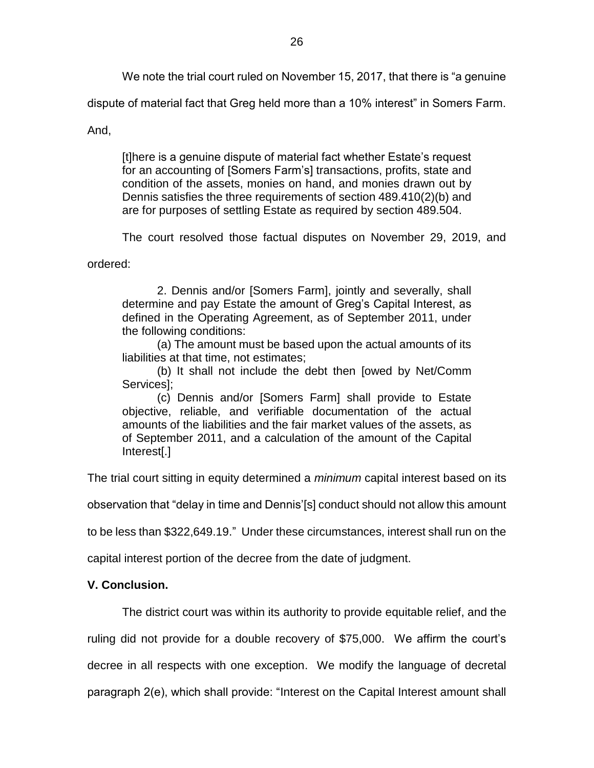We note the trial court ruled on November 15, 2017, that there is "a genuine dispute of material fact that Greg held more than a 10% interest" in Somers Farm. And,

> [t]here is a genuine dispute of material fact whether Estate's request for an accounting of [Somers Farm's] transactions, profits, state and condition of the assets, monies on hand, and monies drawn out by Dennis satisfies the three requirements of section 489.410(2)(b) and are for purposes of settling Estate as required by section 489.504.

The court resolved those factual disputes on November 29, 2019, and ordered:

> 2. Dennis and/or [Somers Farm], jointly and severally, shall determine and pay Estate the amount of Greg's Capital Interest, as defined in the Operating Agreement, as of September 2011, under the following conditions:
>
> (a) The amount must be based upon the actual amounts of its liabilities at that time, not estimates;
>
> (b) It shall not include the debt then [owed by Net/Comm Services];
>
> (c) Dennis and/or [Somers Farm] shall provide to Estate objective, reliable, and verifiable documentation of the actual amounts of the liabilities and the fair market values of the assets, as of September 2011, and a calculation of the amount of the Capital Interest[.]

The trial court sitting in equity determined a *minimum* capital interest based on its observation that "delay in time and Dennis'[s] conduct should not allow this amount to be less than $322,649.19." Under these circumstances, interest shall run on the capital interest portion of the decree from the date of judgment.

**V. Conclusion.**

The district court was within its authority to provide equitable relief, and the ruling did not provide for a double recovery of $75,000. We affirm the court's decree in all respects with one exception. We modify the language of decretal paragraph 2(e), which shall provide: "Interest on the Capital Interest amount shall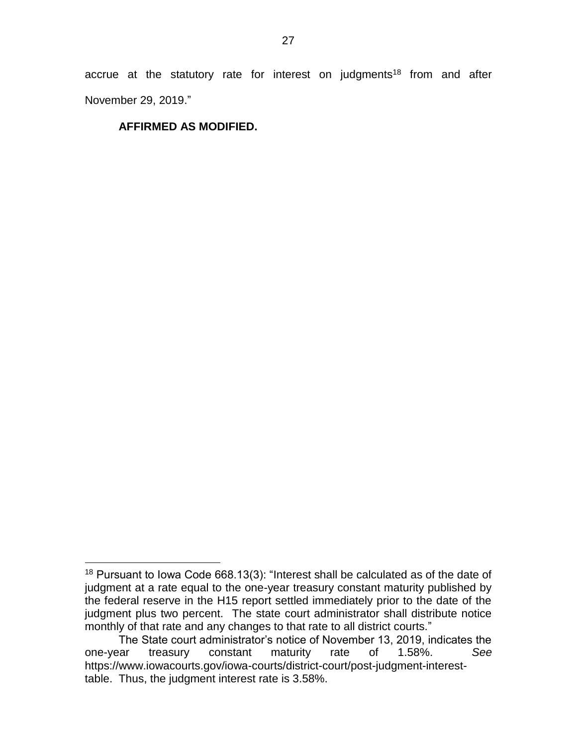accrue at the statutory rate for interest on judgments[18] from and after November 29, 2019."

**AFFIRMED AS MODIFIED.**

---

[18] Pursuant to Iowa Code 668.13(3): "Interest shall be calculated as of the date of judgment at a rate equal to the one-year treasury constant maturity published by the federal reserve in the H15 report settled immediately prior to the date of the judgment plus two percent. The state court administrator shall distribute notice monthly of that rate and any changes to that rate to all district courts."

The State court administrator's notice of November 13, 2019, indicates the one-year treasury constant maturity rate of 1.58%. *See* https://www.iowacourts.gov/iowa-courts/district-court/post-judgment-interest-table. Thus, the judgment interest rate is 3.58%.